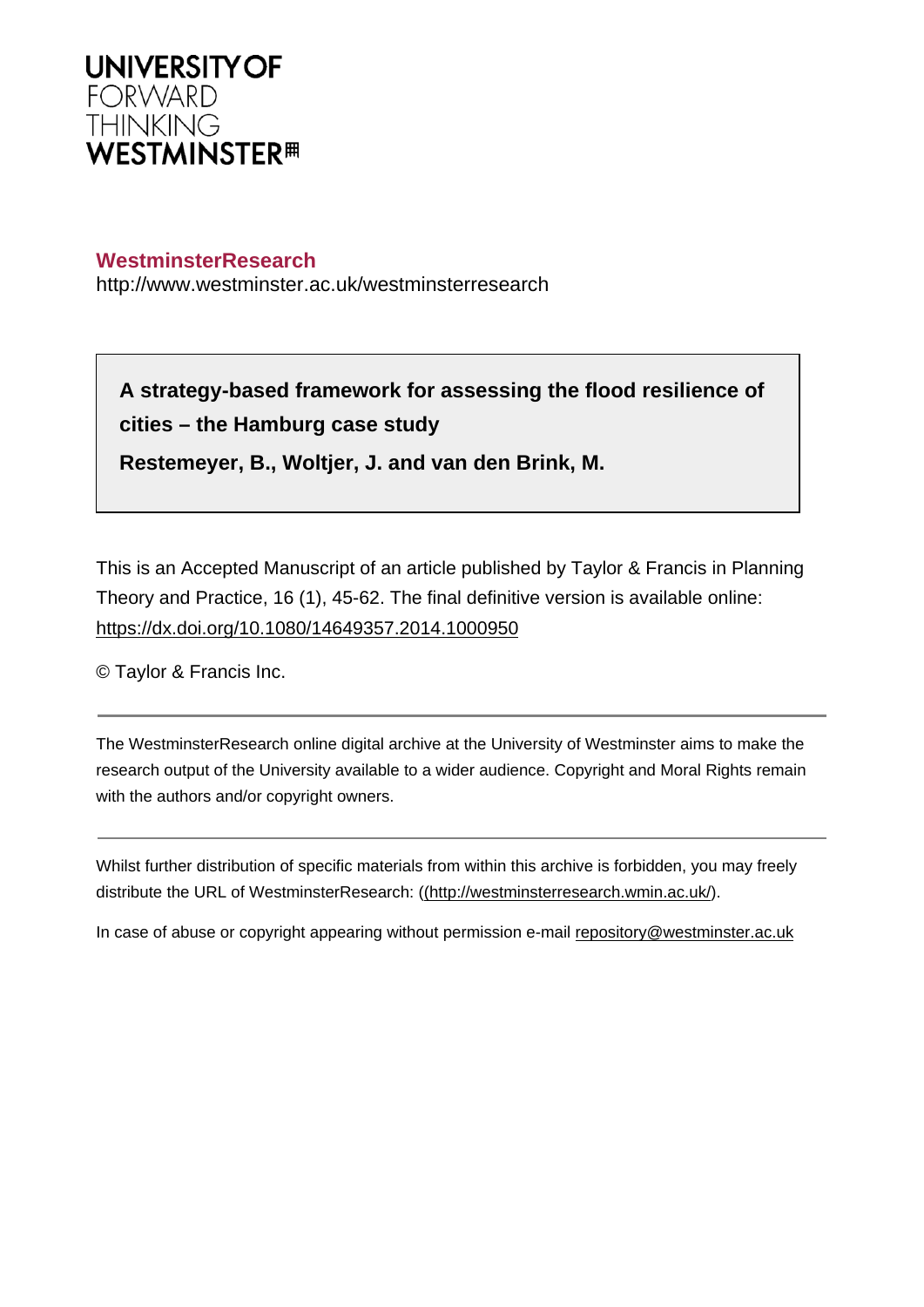UNIVERSITY OF
FORWARD
THINKING
WESTMINSTER

**WestminsterResearch**

http://www.westminster.ac.uk/westminsterresearch

**A strategy-based framework for assessing the flood resilience of cities – the Hamburg case study**

**Restemeyer, B., Woltjer, J. and van den Brink, M.**

This is an Accepted Manuscript of an article published by Taylor & Francis in Planning Theory and Practice, 16 (1), 45-62. The final definitive version is available online: https://dx.doi.org/10.1080/14649357.2014.1000950

© Taylor & Francis Inc.

---

The WestminsterResearch online digital archive at the University of Westminster aims to make the research output of the University available to a wider audience. Copyright and Moral Rights remain with the authors and/or copyright owners.

---

Whilst further distribution of specific materials from within this archive is forbidden, you may freely distribute the URL of WestminsterResearch: ((http://westminsterresearch.wmin.ac.uk/).

In case of abuse or copyright appearing without permission e-mail repository@westminster.ac.uk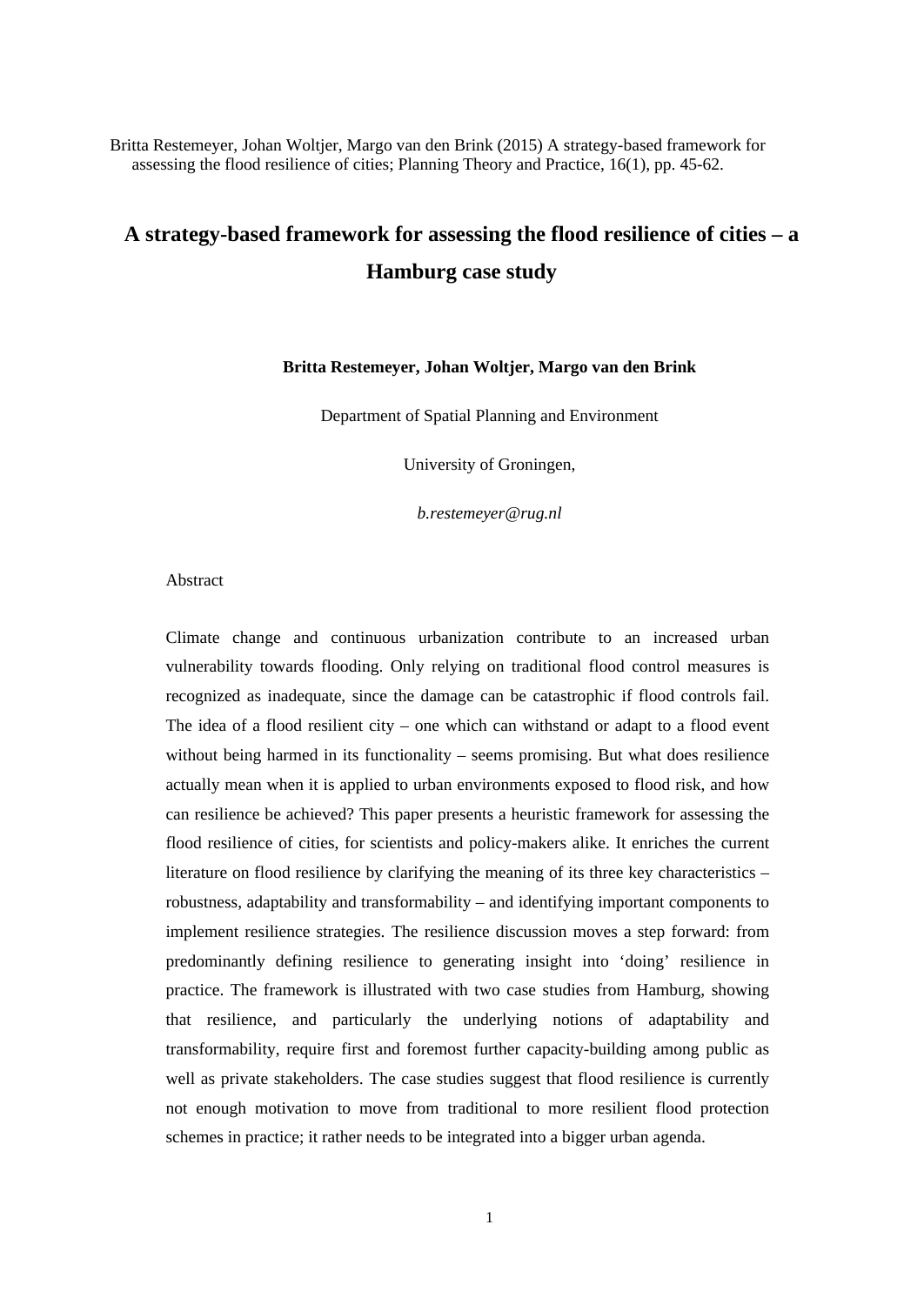Britta Restemeyer, Johan Woltjer, Margo van den Brink (2015) A strategy-based framework for assessing the flood resilience of cities; Planning Theory and Practice, 16(1), pp. 45-62.

# A strategy-based framework for assessing the flood resilience of cities – a Hamburg case study

**Britta Restemeyer, Johan Woltjer, Margo van den Brink**

Department of Spatial Planning and Environment

University of Groningen,

*b.restemeyer@rug.nl*

Abstract

Climate change and continuous urbanization contribute to an increased urban vulnerability towards flooding. Only relying on traditional flood control measures is recognized as inadequate, since the damage can be catastrophic if flood controls fail. The idea of a flood resilient city – one which can withstand or adapt to a flood event without being harmed in its functionality – seems promising. But what does resilience actually mean when it is applied to urban environments exposed to flood risk, and how can resilience be achieved? This paper presents a heuristic framework for assessing the flood resilience of cities, for scientists and policy-makers alike. It enriches the current literature on flood resilience by clarifying the meaning of its three key characteristics – robustness, adaptability and transformability – and identifying important components to implement resilience strategies. The resilience discussion moves a step forward: from predominantly defining resilience to generating insight into 'doing' resilience in practice. The framework is illustrated with two case studies from Hamburg, showing that resilience, and particularly the underlying notions of adaptability and transformability, require first and foremost further capacity-building among public as well as private stakeholders. The case studies suggest that flood resilience is currently not enough motivation to move from traditional to more resilient flood protection schemes in practice; it rather needs to be integrated into a bigger urban agenda.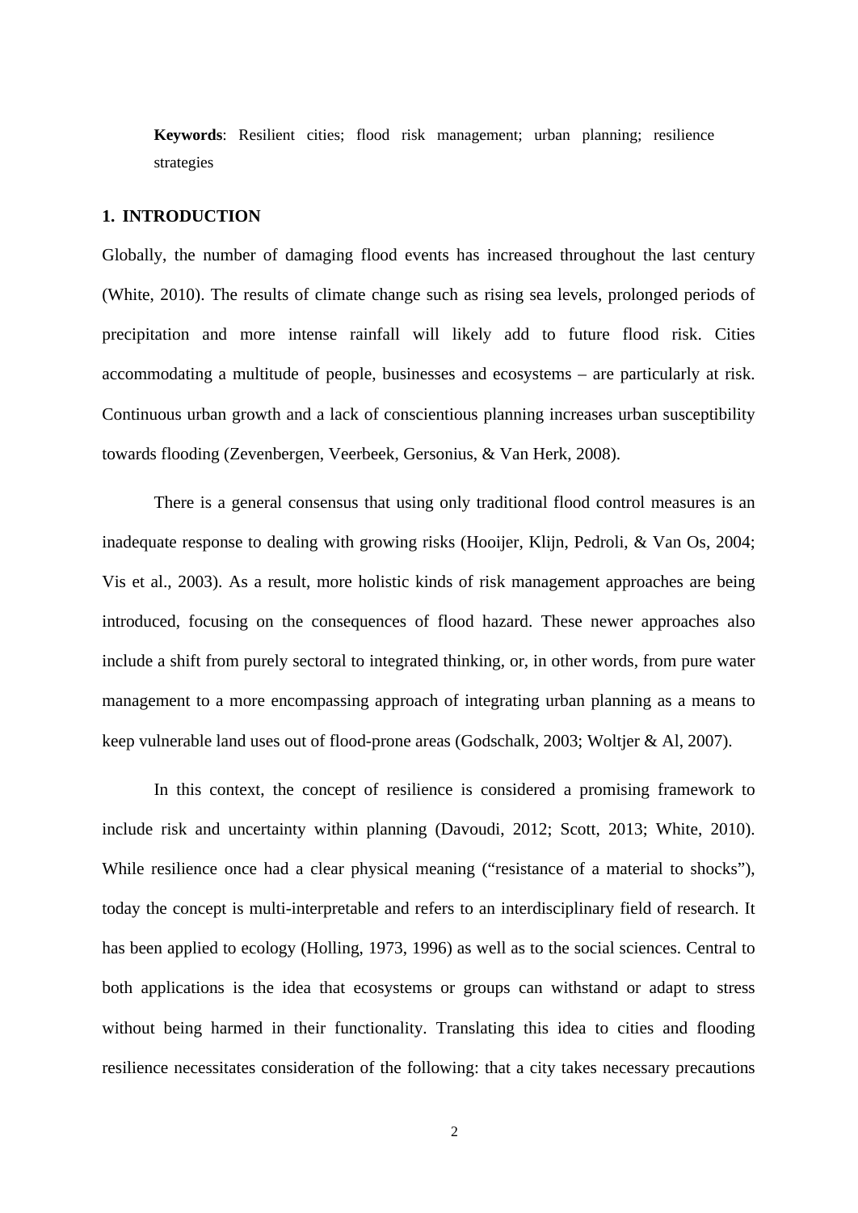**Keywords**: Resilient cities; flood risk management; urban planning; resilience strategies

## 1. INTRODUCTION

Globally, the number of damaging flood events has increased throughout the last century (White, 2010). The results of climate change such as rising sea levels, prolonged periods of precipitation and more intense rainfall will likely add to future flood risk. Cities accommodating a multitude of people, businesses and ecosystems – are particularly at risk. Continuous urban growth and a lack of conscientious planning increases urban susceptibility towards flooding (Zevenbergen, Veerbeek, Gersonius, & Van Herk, 2008).

There is a general consensus that using only traditional flood control measures is an inadequate response to dealing with growing risks (Hooijer, Klijn, Pedroli, & Van Os, 2004; Vis et al., 2003). As a result, more holistic kinds of risk management approaches are being introduced, focusing on the consequences of flood hazard. These newer approaches also include a shift from purely sectoral to integrated thinking, or, in other words, from pure water management to a more encompassing approach of integrating urban planning as a means to keep vulnerable land uses out of flood-prone areas (Godschalk, 2003; Woltjer & Al, 2007).

In this context, the concept of resilience is considered a promising framework to include risk and uncertainty within planning (Davoudi, 2012; Scott, 2013; White, 2010). While resilience once had a clear physical meaning ("resistance of a material to shocks"), today the concept is multi-interpretable and refers to an interdisciplinary field of research. It has been applied to ecology (Holling, 1973, 1996) as well as to the social sciences. Central to both applications is the idea that ecosystems or groups can withstand or adapt to stress without being harmed in their functionality. Translating this idea to cities and flooding resilience necessitates consideration of the following: that a city takes necessary precautions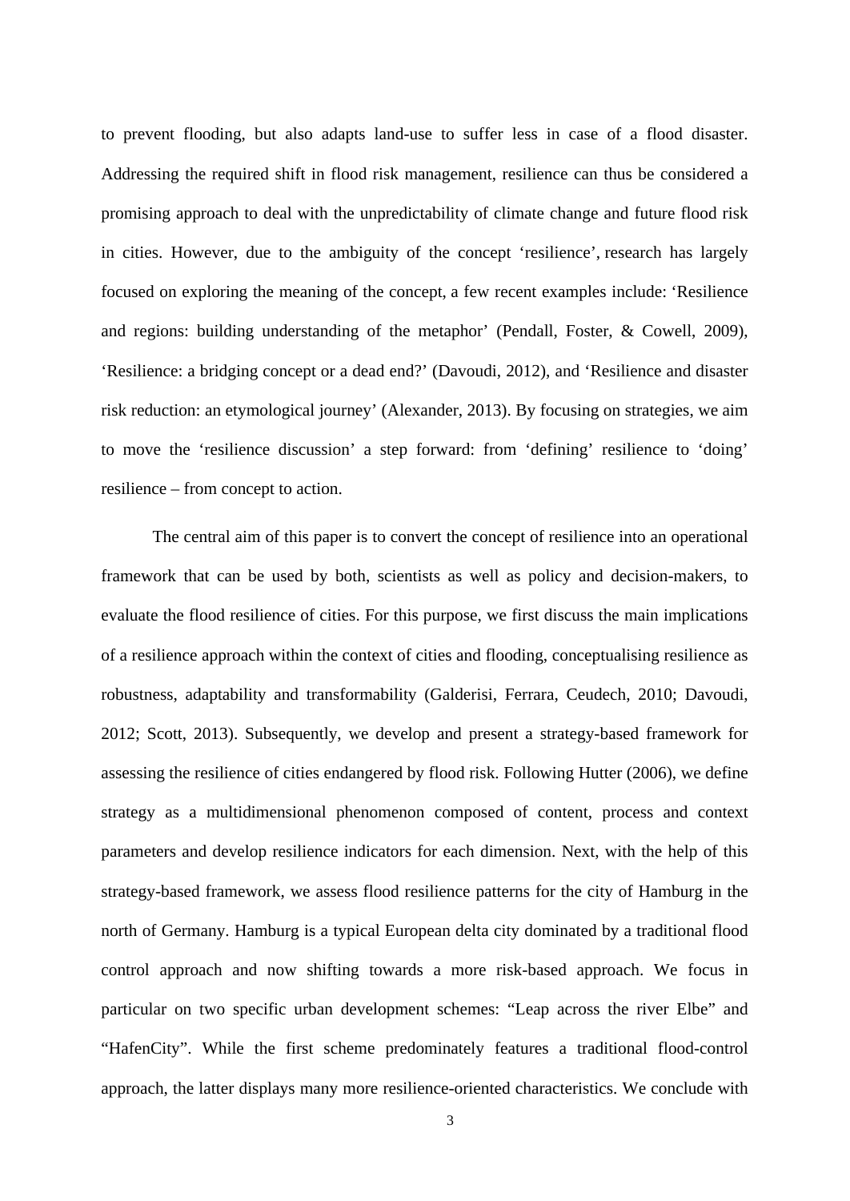to prevent flooding, but also adapts land-use to suffer less in case of a flood disaster. Addressing the required shift in flood risk management, resilience can thus be considered a promising approach to deal with the unpredictability of climate change and future flood risk in cities. However, due to the ambiguity of the concept 'resilience', research has largely focused on exploring the meaning of the concept, a few recent examples include: 'Resilience and regions: building understanding of the metaphor' (Pendall, Foster, & Cowell, 2009), 'Resilience: a bridging concept or a dead end?' (Davoudi, 2012), and 'Resilience and disaster risk reduction: an etymological journey' (Alexander, 2013). By focusing on strategies, we aim to move the 'resilience discussion' a step forward: from 'defining' resilience to 'doing' resilience – from concept to action.

The central aim of this paper is to convert the concept of resilience into an operational framework that can be used by both, scientists as well as policy and decision-makers, to evaluate the flood resilience of cities. For this purpose, we first discuss the main implications of a resilience approach within the context of cities and flooding, conceptualising resilience as robustness, adaptability and transformability (Galderisi, Ferrara, Ceudech, 2010; Davoudi, 2012; Scott, 2013). Subsequently, we develop and present a strategy-based framework for assessing the resilience of cities endangered by flood risk. Following Hutter (2006), we define strategy as a multidimensional phenomenon composed of content, process and context parameters and develop resilience indicators for each dimension. Next, with the help of this strategy-based framework, we assess flood resilience patterns for the city of Hamburg in the north of Germany. Hamburg is a typical European delta city dominated by a traditional flood control approach and now shifting towards a more risk-based approach. We focus in particular on two specific urban development schemes: "Leap across the river Elbe" and "HafenCity". While the first scheme predominately features a traditional flood-control approach, the latter displays many more resilience-oriented characteristics. We conclude with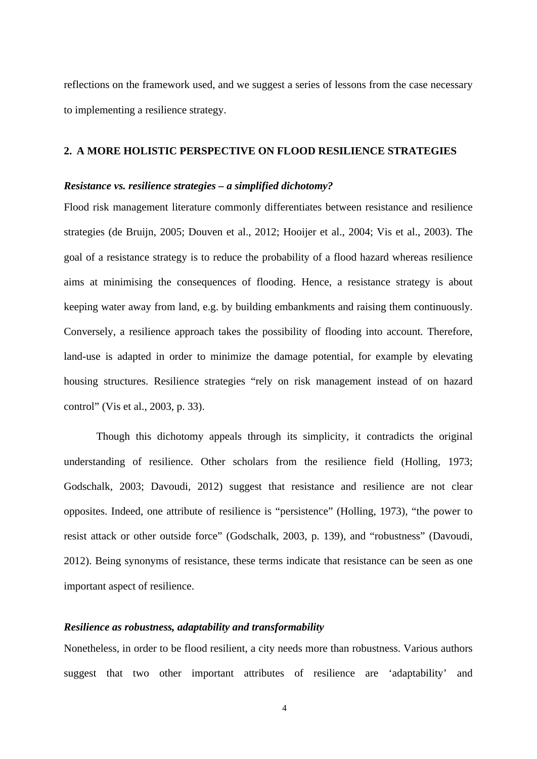reflections on the framework used, and we suggest a series of lessons from the case necessary to implementing a resilience strategy.

## 2. A MORE HOLISTIC PERSPECTIVE ON FLOOD RESILIENCE STRATEGIES

### *Resistance vs. resilience strategies – a simplified dichotomy?*

Flood risk management literature commonly differentiates between resistance and resilience strategies (de Bruijn, 2005; Douven et al., 2012; Hooijer et al., 2004; Vis et al., 2003). The goal of a resistance strategy is to reduce the probability of a flood hazard whereas resilience aims at minimising the consequences of flooding. Hence, a resistance strategy is about keeping water away from land, e.g. by building embankments and raising them continuously. Conversely, a resilience approach takes the possibility of flooding into account. Therefore, land-use is adapted in order to minimize the damage potential, for example by elevating housing structures. Resilience strategies "rely on risk management instead of on hazard control" (Vis et al., 2003, p. 33).

Though this dichotomy appeals through its simplicity, it contradicts the original understanding of resilience. Other scholars from the resilience field (Holling, 1973; Godschalk, 2003; Davoudi, 2012) suggest that resistance and resilience are not clear opposites. Indeed, one attribute of resilience is "persistence" (Holling, 1973), "the power to resist attack or other outside force" (Godschalk, 2003, p. 139), and "robustness" (Davoudi, 2012). Being synonyms of resistance, these terms indicate that resistance can be seen as one important aspect of resilience.

### *Resilience as robustness, adaptability and transformability*

Nonetheless, in order to be flood resilient, a city needs more than robustness. Various authors suggest that two other important attributes of resilience are 'adaptability' and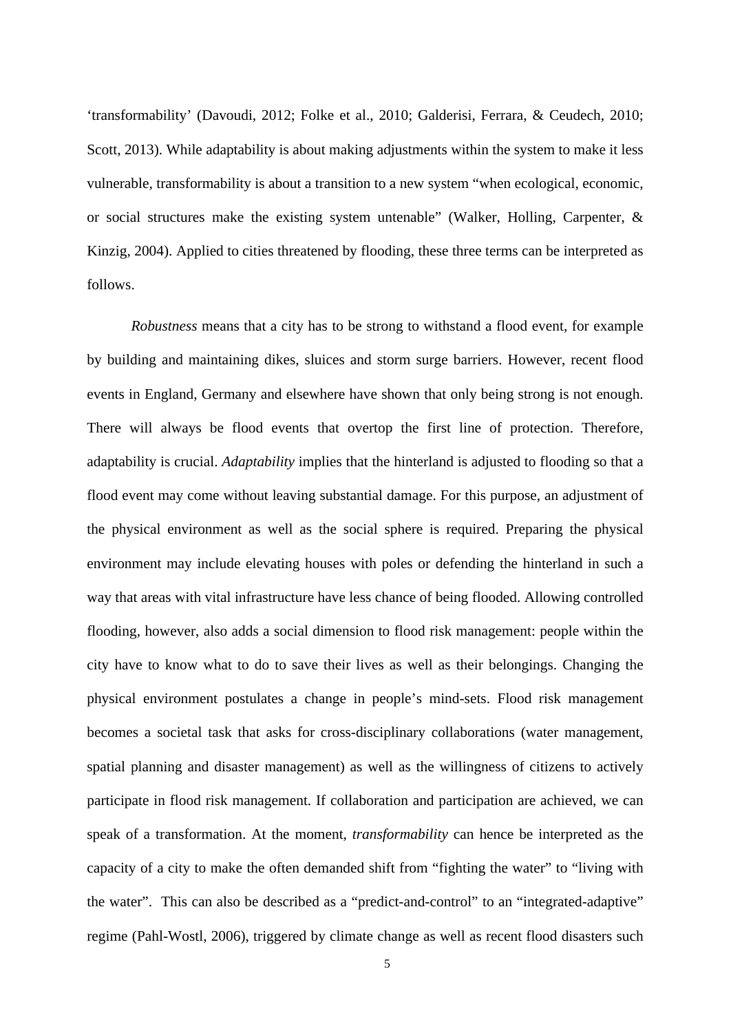‘transformability’ (Davoudi, 2012; Folke et al., 2010; Galderisi, Ferrara, & Ceudech, 2010; Scott, 2013). While adaptability is about making adjustments within the system to make it less vulnerable, transformability is about a transition to a new system “when ecological, economic, or social structures make the existing system untenable” (Walker, Holling, Carpenter, & Kinzig, 2004). Applied to cities threatened by flooding, these three terms can be interpreted as follows.

*Robustness* means that a city has to be strong to withstand a flood event, for example by building and maintaining dikes, sluices and storm surge barriers. However, recent flood events in England, Germany and elsewhere have shown that only being strong is not enough. There will always be flood events that overtop the first line of protection. Therefore, adaptability is crucial. *Adaptability* implies that the hinterland is adjusted to flooding so that a flood event may come without leaving substantial damage. For this purpose, an adjustment of the physical environment as well as the social sphere is required. Preparing the physical environment may include elevating houses with poles or defending the hinterland in such a way that areas with vital infrastructure have less chance of being flooded. Allowing controlled flooding, however, also adds a social dimension to flood risk management: people within the city have to know what to do to save their lives as well as their belongings. Changing the physical environment postulates a change in people’s mind-sets. Flood risk management becomes a societal task that asks for cross-disciplinary collaborations (water management, spatial planning and disaster management) as well as the willingness of citizens to actively participate in flood risk management. If collaboration and participation are achieved, we can speak of a transformation. At the moment, *transformability* can hence be interpreted as the capacity of a city to make the often demanded shift from “fighting the water” to “living with the water”. This can also be described as a “predict-and-control” to an “integrated-adaptive” regime (Pahl-Wostl, 2006), triggered by climate change as well as recent flood disasters such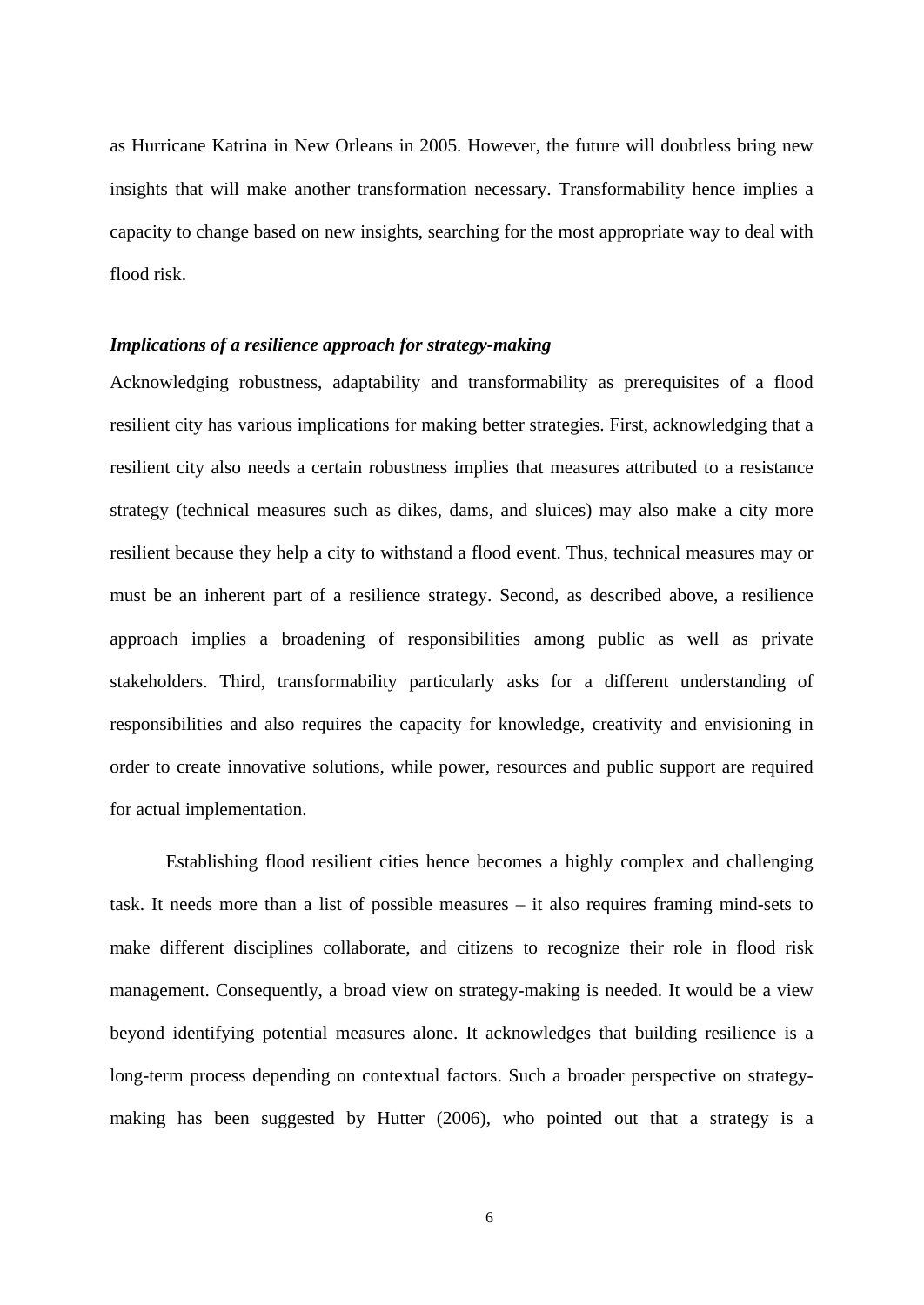as Hurricane Katrina in New Orleans in 2005. However, the future will doubtless bring new insights that will make another transformation necessary. Transformability hence implies a capacity to change based on new insights, searching for the most appropriate way to deal with flood risk.

***Implications of a resilience approach for strategy-making***

Acknowledging robustness, adaptability and transformability as prerequisites of a flood resilient city has various implications for making better strategies. First, acknowledging that a resilient city also needs a certain robustness implies that measures attributed to a resistance strategy (technical measures such as dikes, dams, and sluices) may also make a city more resilient because they help a city to withstand a flood event. Thus, technical measures may or must be an inherent part of a resilience strategy. Second, as described above, a resilience approach implies a broadening of responsibilities among public as well as private stakeholders. Third, transformability particularly asks for a different understanding of responsibilities and also requires the capacity for knowledge, creativity and envisioning in order to create innovative solutions, while power, resources and public support are required for actual implementation.

Establishing flood resilient cities hence becomes a highly complex and challenging task. It needs more than a list of possible measures – it also requires framing mind-sets to make different disciplines collaborate, and citizens to recognize their role in flood risk management. Consequently, a broad view on strategy-making is needed. It would be a view beyond identifying potential measures alone. It acknowledges that building resilience is a long-term process depending on contextual factors. Such a broader perspective on strategy-making has been suggested by Hutter (2006), who pointed out that a strategy is a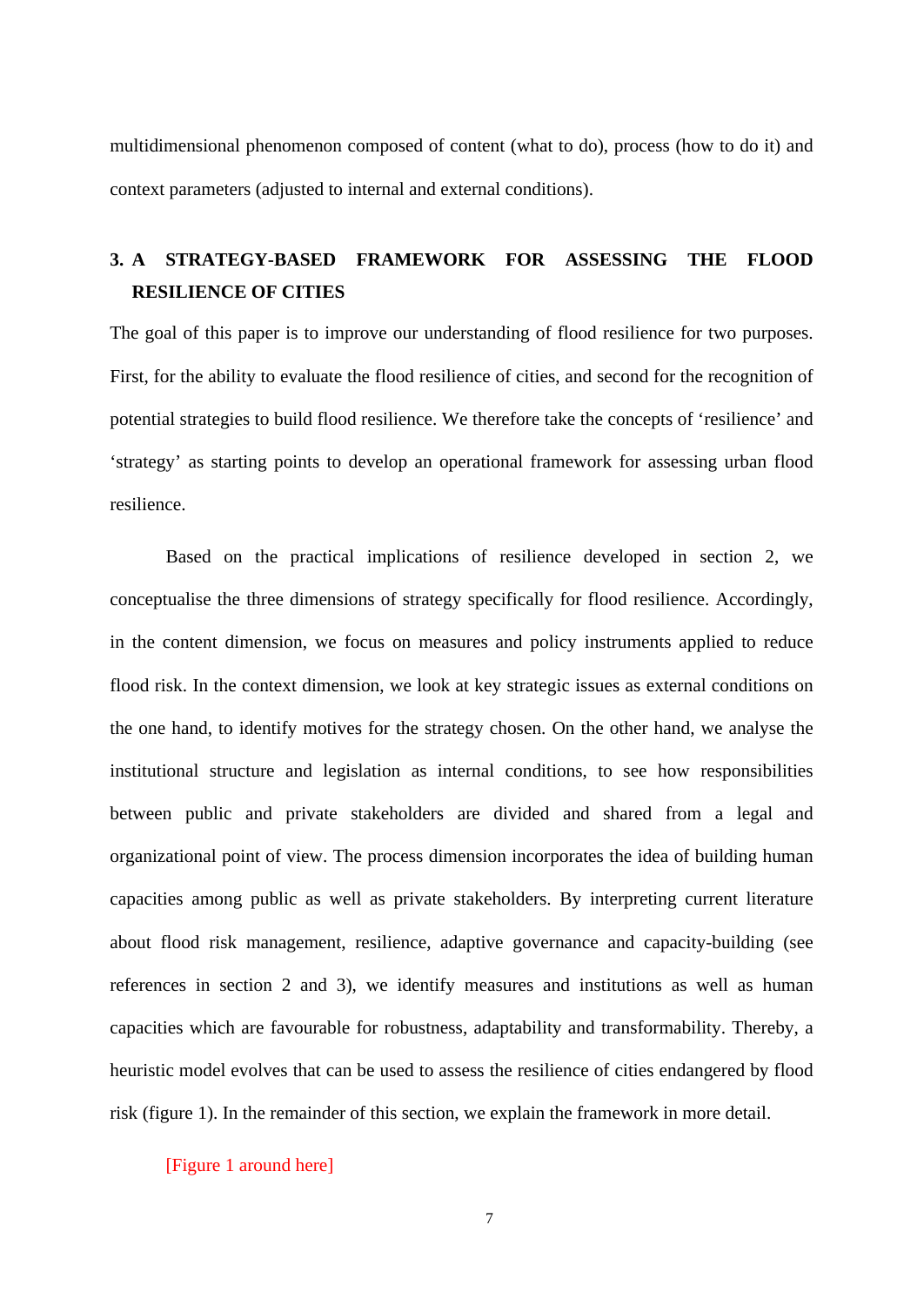multidimensional phenomenon composed of content (what to do), process (how to do it) and context parameters (adjusted to internal and external conditions).

## 3. A STRATEGY-BASED FRAMEWORK FOR ASSESSING THE FLOOD RESILIENCE OF CITIES

The goal of this paper is to improve our understanding of flood resilience for two purposes. First, for the ability to evaluate the flood resilience of cities, and second for the recognition of potential strategies to build flood resilience. We therefore take the concepts of 'resilience' and 'strategy' as starting points to develop an operational framework for assessing urban flood resilience.

Based on the practical implications of resilience developed in section 2, we conceptualise the three dimensions of strategy specifically for flood resilience. Accordingly, in the content dimension, we focus on measures and policy instruments applied to reduce flood risk. In the context dimension, we look at key strategic issues as external conditions on the one hand, to identify motives for the strategy chosen. On the other hand, we analyse the institutional structure and legislation as internal conditions, to see how responsibilities between public and private stakeholders are divided and shared from a legal and organizational point of view. The process dimension incorporates the idea of building human capacities among public as well as private stakeholders. By interpreting current literature about flood risk management, resilience, adaptive governance and capacity-building (see references in section 2 and 3), we identify measures and institutions as well as human capacities which are favourable for robustness, adaptability and transformability. Thereby, a heuristic model evolves that can be used to assess the resilience of cities endangered by flood risk (figure 1). In the remainder of this section, we explain the framework in more detail.

[Figure 1 around here]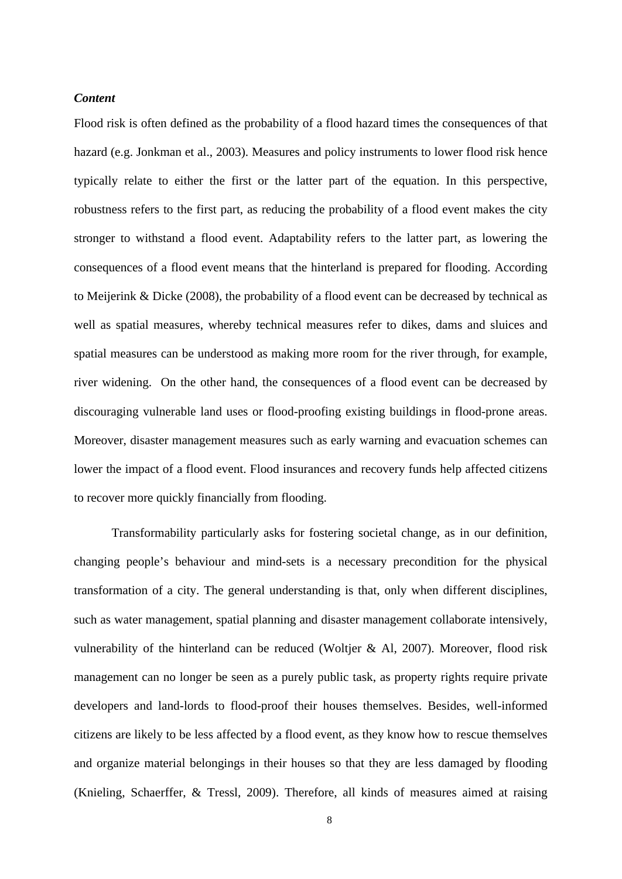***Content***

Flood risk is often defined as the probability of a flood hazard times the consequences of that hazard (e.g. Jonkman et al., 2003). Measures and policy instruments to lower flood risk hence typically relate to either the first or the latter part of the equation. In this perspective, robustness refers to the first part, as reducing the probability of a flood event makes the city stronger to withstand a flood event. Adaptability refers to the latter part, as lowering the consequences of a flood event means that the hinterland is prepared for flooding. According to Meijerink & Dicke (2008), the probability of a flood event can be decreased by technical as well as spatial measures, whereby technical measures refer to dikes, dams and sluices and spatial measures can be understood as making more room for the river through, for example, river widening. On the other hand, the consequences of a flood event can be decreased by discouraging vulnerable land uses or flood-proofing existing buildings in flood-prone areas. Moreover, disaster management measures such as early warning and evacuation schemes can lower the impact of a flood event. Flood insurances and recovery funds help affected citizens to recover more quickly financially from flooding.

Transformability particularly asks for fostering societal change, as in our definition, changing people's behaviour and mind-sets is a necessary precondition for the physical transformation of a city. The general understanding is that, only when different disciplines, such as water management, spatial planning and disaster management collaborate intensively, vulnerability of the hinterland can be reduced (Woltjer & Al, 2007). Moreover, flood risk management can no longer be seen as a purely public task, as property rights require private developers and land-lords to flood-proof their houses themselves. Besides, well-informed citizens are likely to be less affected by a flood event, as they know how to rescue themselves and organize material belongings in their houses so that they are less damaged by flooding (Knieling, Schaerffer, & Tressl, 2009). Therefore, all kinds of measures aimed at raising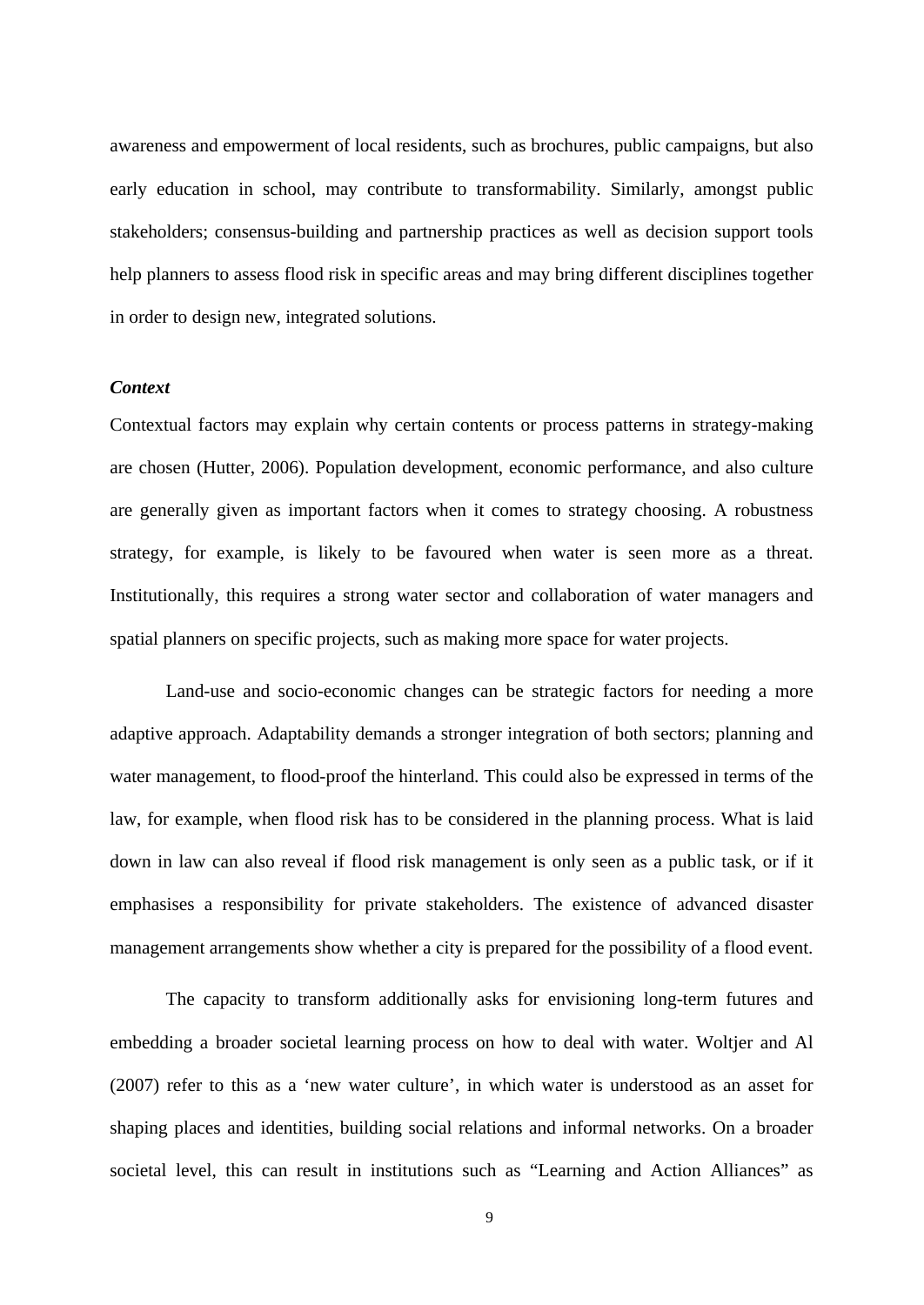awareness and empowerment of local residents, such as brochures, public campaigns, but also early education in school, may contribute to transformability. Similarly, amongst public stakeholders; consensus-building and partnership practices as well as decision support tools help planners to assess flood risk in specific areas and may bring different disciplines together in order to design new, integrated solutions.

### *Context*

Contextual factors may explain why certain contents or process patterns in strategy-making are chosen (Hutter, 2006). Population development, economic performance, and also culture are generally given as important factors when it comes to strategy choosing. A robustness strategy, for example, is likely to be favoured when water is seen more as a threat. Institutionally, this requires a strong water sector and collaboration of water managers and spatial planners on specific projects, such as making more space for water projects.

Land-use and socio-economic changes can be strategic factors for needing a more adaptive approach. Adaptability demands a stronger integration of both sectors; planning and water management, to flood-proof the hinterland. This could also be expressed in terms of the law, for example, when flood risk has to be considered in the planning process. What is laid down in law can also reveal if flood risk management is only seen as a public task, or if it emphasises a responsibility for private stakeholders. The existence of advanced disaster management arrangements show whether a city is prepared for the possibility of a flood event.

The capacity to transform additionally asks for envisioning long-term futures and embedding a broader societal learning process on how to deal with water. Woltjer and Al (2007) refer to this as a 'new water culture', in which water is understood as an asset for shaping places and identities, building social relations and informal networks. On a broader societal level, this can result in institutions such as "Learning and Action Alliances" as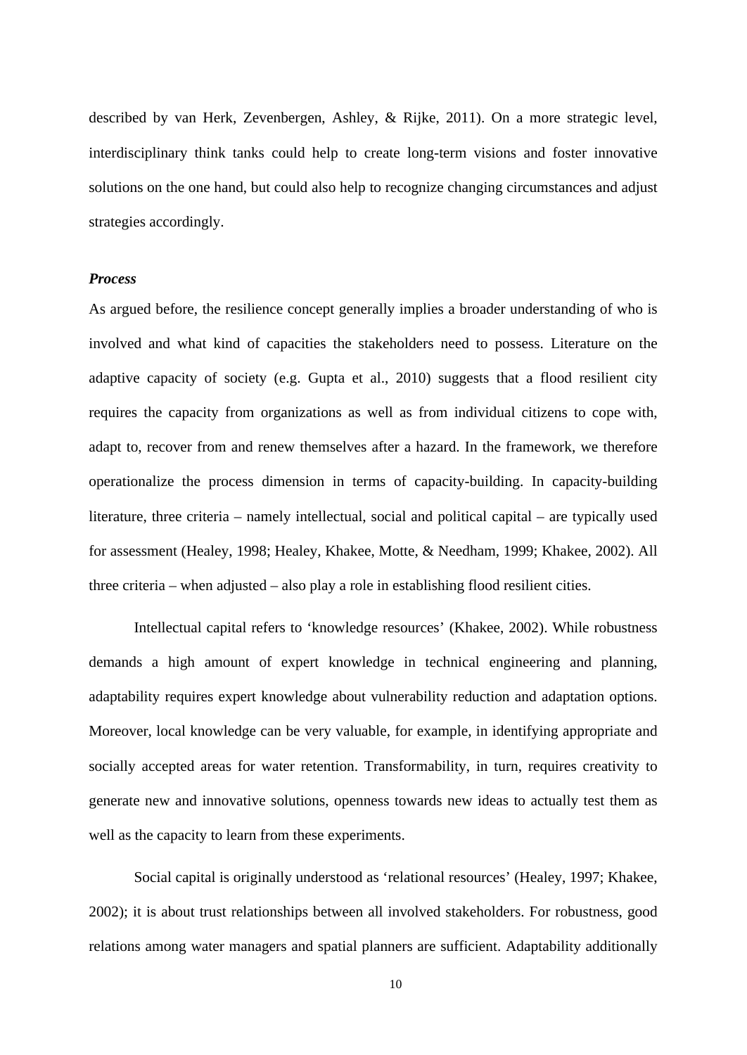described by van Herk, Zevenbergen, Ashley, & Rijke, 2011). On a more strategic level, interdisciplinary think tanks could help to create long-term visions and foster innovative solutions on the one hand, but could also help to recognize changing circumstances and adjust strategies accordingly.

***Process***

As argued before, the resilience concept generally implies a broader understanding of who is involved and what kind of capacities the stakeholders need to possess. Literature on the adaptive capacity of society (e.g. Gupta et al., 2010) suggests that a flood resilient city requires the capacity from organizations as well as from individual citizens to cope with, adapt to, recover from and renew themselves after a hazard. In the framework, we therefore operationalize the process dimension in terms of capacity-building. In capacity-building literature, three criteria – namely intellectual, social and political capital – are typically used for assessment (Healey, 1998; Healey, Khakee, Motte, & Needham, 1999; Khakee, 2002). All three criteria – when adjusted – also play a role in establishing flood resilient cities.

Intellectual capital refers to 'knowledge resources' (Khakee, 2002). While robustness demands a high amount of expert knowledge in technical engineering and planning, adaptability requires expert knowledge about vulnerability reduction and adaptation options. Moreover, local knowledge can be very valuable, for example, in identifying appropriate and socially accepted areas for water retention. Transformability, in turn, requires creativity to generate new and innovative solutions, openness towards new ideas to actually test them as well as the capacity to learn from these experiments.

Social capital is originally understood as 'relational resources' (Healey, 1997; Khakee, 2002); it is about trust relationships between all involved stakeholders. For robustness, good relations among water managers and spatial planners are sufficient. Adaptability additionally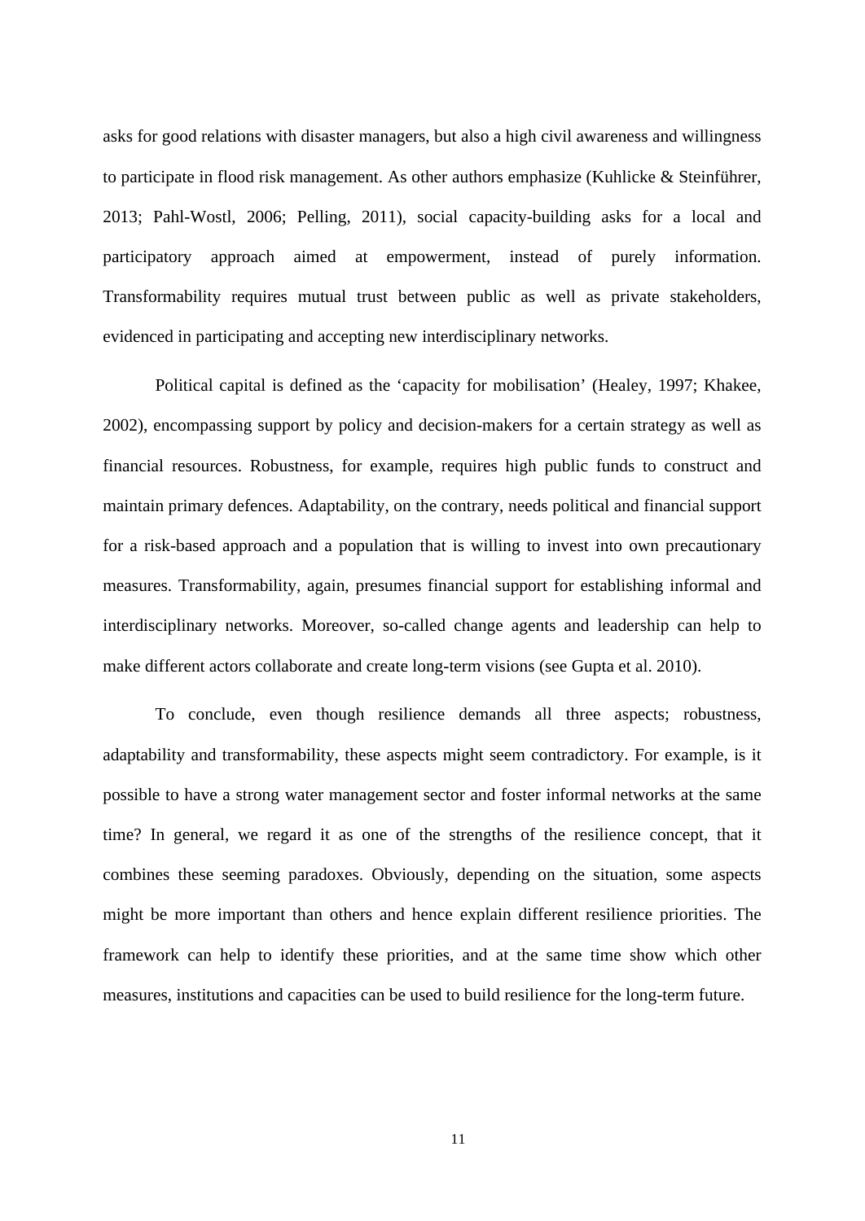asks for good relations with disaster managers, but also a high civil awareness and willingness to participate in flood risk management. As other authors emphasize (Kuhlicke & Steinführer, 2013; Pahl-Wostl, 2006; Pelling, 2011), social capacity-building asks for a local and participatory approach aimed at empowerment, instead of purely information. Transformability requires mutual trust between public as well as private stakeholders, evidenced in participating and accepting new interdisciplinary networks.

Political capital is defined as the 'capacity for mobilisation' (Healey, 1997; Khakee, 2002), encompassing support by policy and decision-makers for a certain strategy as well as financial resources. Robustness, for example, requires high public funds to construct and maintain primary defences. Adaptability, on the contrary, needs political and financial support for a risk-based approach and a population that is willing to invest into own precautionary measures. Transformability, again, presumes financial support for establishing informal and interdisciplinary networks. Moreover, so-called change agents and leadership can help to make different actors collaborate and create long-term visions (see Gupta et al. 2010).

To conclude, even though resilience demands all three aspects; robustness, adaptability and transformability, these aspects might seem contradictory. For example, is it possible to have a strong water management sector and foster informal networks at the same time? In general, we regard it as one of the strengths of the resilience concept, that it combines these seeming paradoxes. Obviously, depending on the situation, some aspects might be more important than others and hence explain different resilience priorities. The framework can help to identify these priorities, and at the same time show which other measures, institutions and capacities can be used to build resilience for the long-term future.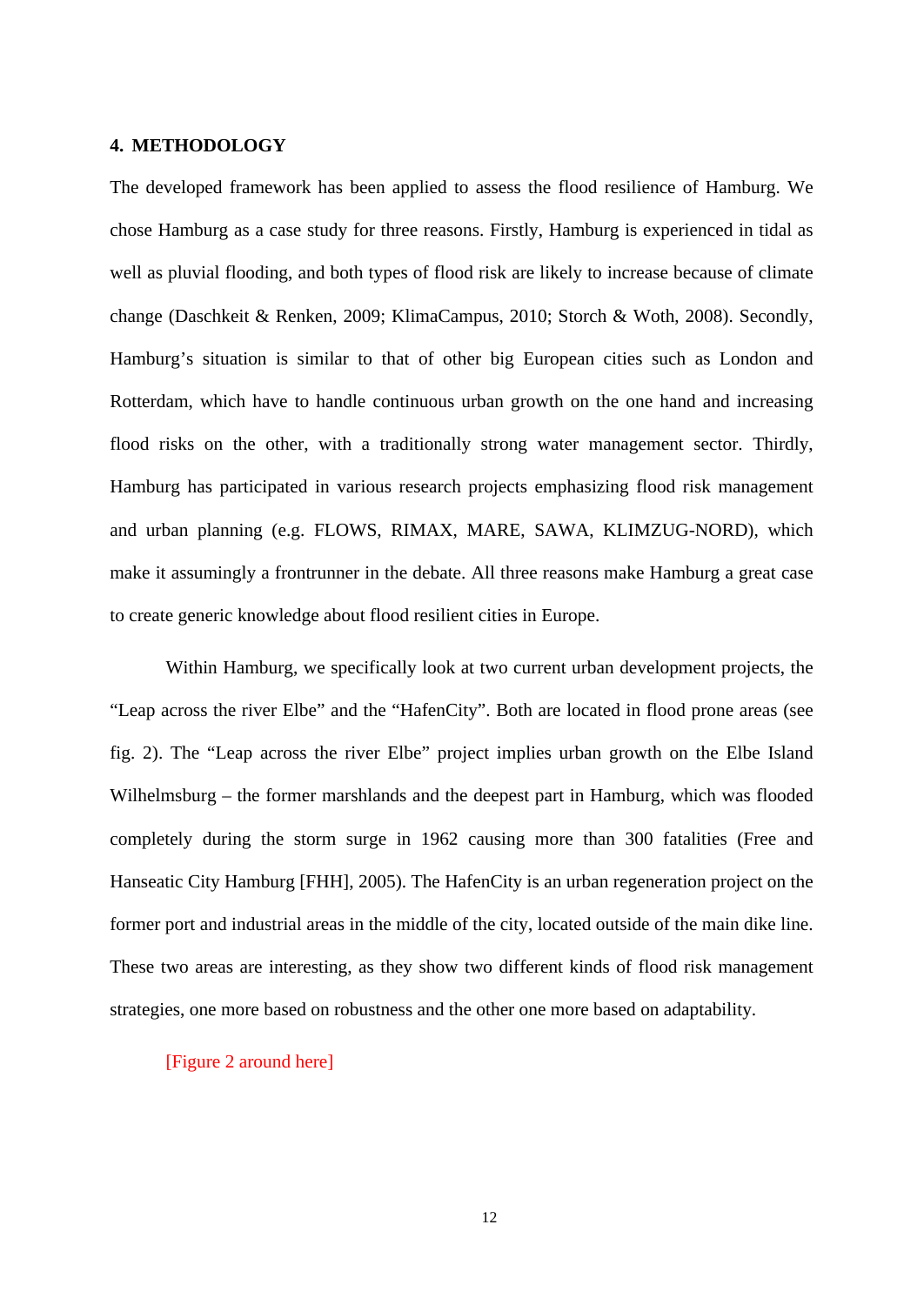## 4. METHODOLOGY

The developed framework has been applied to assess the flood resilience of Hamburg. We chose Hamburg as a case study for three reasons. Firstly, Hamburg is experienced in tidal as well as pluvial flooding, and both types of flood risk are likely to increase because of climate change (Daschkeit & Renken, 2009; KlimaCampus, 2010; Storch & Woth, 2008). Secondly, Hamburg's situation is similar to that of other big European cities such as London and Rotterdam, which have to handle continuous urban growth on the one hand and increasing flood risks on the other, with a traditionally strong water management sector. Thirdly, Hamburg has participated in various research projects emphasizing flood risk management and urban planning (e.g. FLOWS, RIMAX, MARE, SAWA, KLIMZUG-NORD), which make it assumingly a frontrunner in the debate. All three reasons make Hamburg a great case to create generic knowledge about flood resilient cities in Europe.

Within Hamburg, we specifically look at two current urban development projects, the "Leap across the river Elbe" and the "HafenCity". Both are located in flood prone areas (see fig. 2). The "Leap across the river Elbe" project implies urban growth on the Elbe Island Wilhelmsburg – the former marshlands and the deepest part in Hamburg, which was flooded completely during the storm surge in 1962 causing more than 300 fatalities (Free and Hanseatic City Hamburg [FHH], 2005). The HafenCity is an urban regeneration project on the former port and industrial areas in the middle of the city, located outside of the main dike line. These two areas are interesting, as they show two different kinds of flood risk management strategies, one more based on robustness and the other one more based on adaptability.

[Figure 2 around here]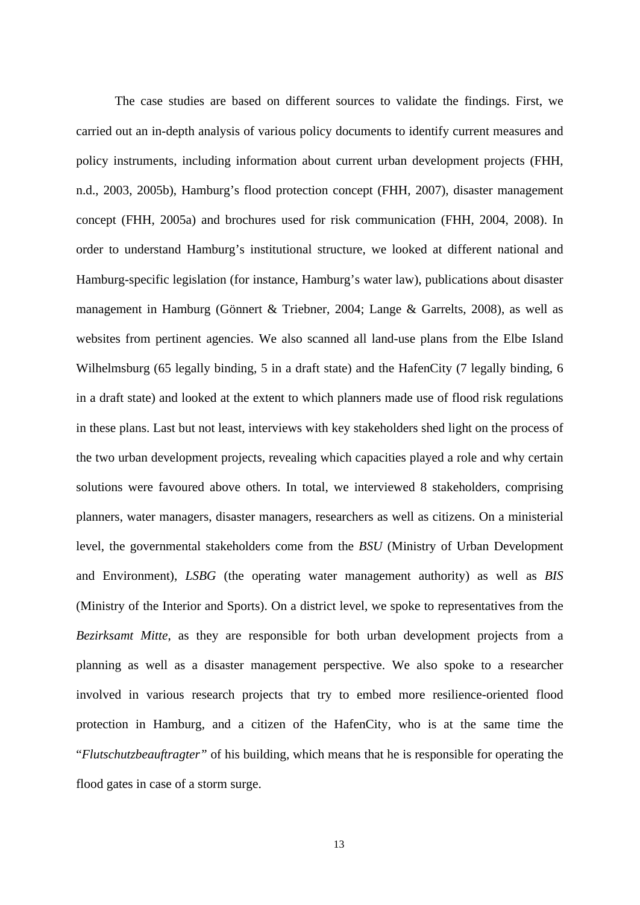The case studies are based on different sources to validate the findings. First, we carried out an in-depth analysis of various policy documents to identify current measures and policy instruments, including information about current urban development projects (FHH, n.d., 2003, 2005b), Hamburg's flood protection concept (FHH, 2007), disaster management concept (FHH, 2005a) and brochures used for risk communication (FHH, 2004, 2008). In order to understand Hamburg's institutional structure, we looked at different national and Hamburg-specific legislation (for instance, Hamburg's water law), publications about disaster management in Hamburg (Gönnert & Triebner, 2004; Lange & Garrelts, 2008), as well as websites from pertinent agencies. We also scanned all land-use plans from the Elbe Island Wilhelmsburg (65 legally binding, 5 in a draft state) and the HafenCity (7 legally binding, 6 in a draft state) and looked at the extent to which planners made use of flood risk regulations in these plans. Last but not least, interviews with key stakeholders shed light on the process of the two urban development projects, revealing which capacities played a role and why certain solutions were favoured above others. In total, we interviewed 8 stakeholders, comprising planners, water managers, disaster managers, researchers as well as citizens. On a ministerial level, the governmental stakeholders come from the *BSU* (Ministry of Urban Development and Environment), *LSBG* (the operating water management authority) as well as *BIS* (Ministry of the Interior and Sports). On a district level, we spoke to representatives from the *Bezirksamt Mitte*, as they are responsible for both urban development projects from a planning as well as a disaster management perspective. We also spoke to a researcher involved in various research projects that try to embed more resilience-oriented flood protection in Hamburg, and a citizen of the HafenCity, who is at the same time the "*Flutschutzbeauftragter"* of his building, which means that he is responsible for operating the flood gates in case of a storm surge.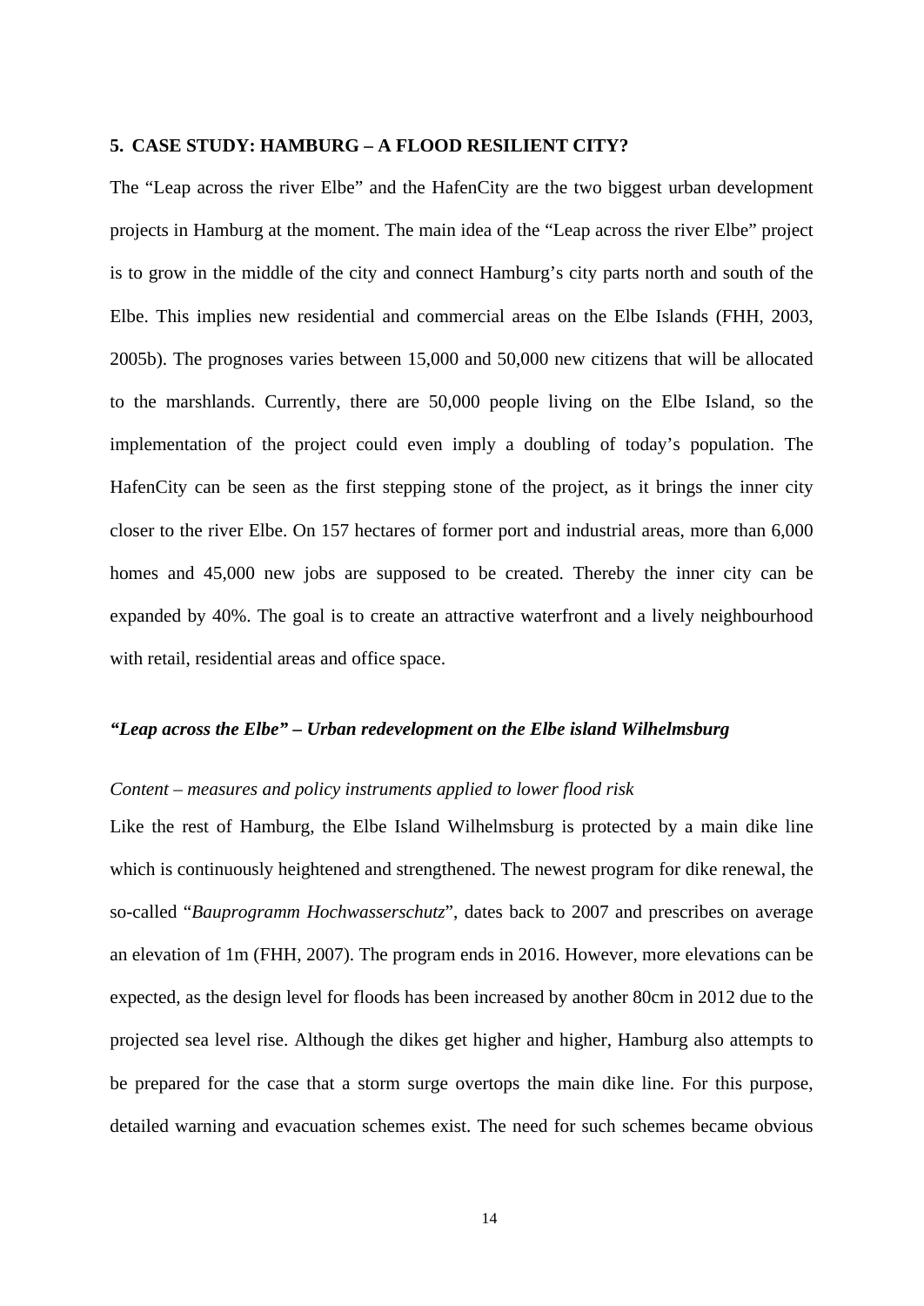## 5. CASE STUDY: HAMBURG – A FLOOD RESILIENT CITY?

The “Leap across the river Elbe” and the HafenCity are the two biggest urban development projects in Hamburg at the moment. The main idea of the “Leap across the river Elbe” project is to grow in the middle of the city and connect Hamburg’s city parts north and south of the Elbe. This implies new residential and commercial areas on the Elbe Islands (FHH, 2003, 2005b). The prognoses varies between 15,000 and 50,000 new citizens that will be allocated to the marshlands. Currently, there are 50,000 people living on the Elbe Island, so the implementation of the project could even imply a doubling of today’s population. The HafenCity can be seen as the first stepping stone of the project, as it brings the inner city closer to the river Elbe. On 157 hectares of former port and industrial areas, more than 6,000 homes and 45,000 new jobs are supposed to be created. Thereby the inner city can be expanded by 40%. The goal is to create an attractive waterfront and a lively neighbourhood with retail, residential areas and office space.

### *“Leap across the Elbe” – Urban redevelopment on the Elbe island Wilhelmsburg*

*Content – measures and policy instruments applied to lower flood risk*

Like the rest of Hamburg, the Elbe Island Wilhelmsburg is protected by a main dike line which is continuously heightened and strengthened. The newest program for dike renewal, the so-called “*Bauprogramm Hochwasserschutz*”, dates back to 2007 and prescribes on average an elevation of 1m (FHH, 2007). The program ends in 2016. However, more elevations can be expected, as the design level for floods has been increased by another 80cm in 2012 due to the projected sea level rise. Although the dikes get higher and higher, Hamburg also attempts to be prepared for the case that a storm surge overtops the main dike line. For this purpose, detailed warning and evacuation schemes exist. The need for such schemes became obvious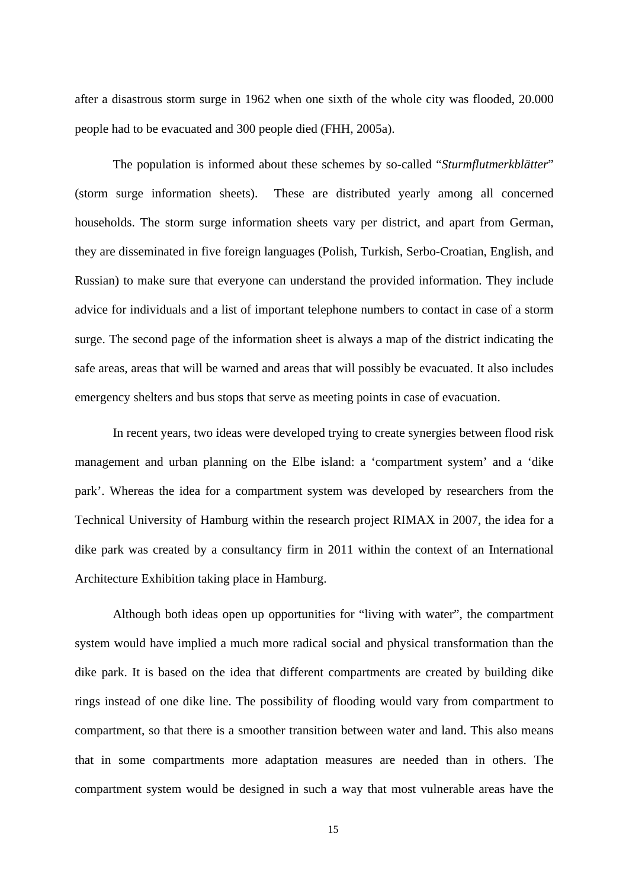after a disastrous storm surge in 1962 when one sixth of the whole city was flooded, 20.000 people had to be evacuated and 300 people died (FHH, 2005a).

The population is informed about these schemes by so-called "*Sturmflutmerkblätter*" (storm surge information sheets). These are distributed yearly among all concerned households. The storm surge information sheets vary per district, and apart from German, they are disseminated in five foreign languages (Polish, Turkish, Serbo-Croatian, English, and Russian) to make sure that everyone can understand the provided information. They include advice for individuals and a list of important telephone numbers to contact in case of a storm surge. The second page of the information sheet is always a map of the district indicating the safe areas, areas that will be warned and areas that will possibly be evacuated. It also includes emergency shelters and bus stops that serve as meeting points in case of evacuation.

In recent years, two ideas were developed trying to create synergies between flood risk management and urban planning on the Elbe island: a 'compartment system' and a 'dike park'. Whereas the idea for a compartment system was developed by researchers from the Technical University of Hamburg within the research project RIMAX in 2007, the idea for a dike park was created by a consultancy firm in 2011 within the context of an International Architecture Exhibition taking place in Hamburg.

Although both ideas open up opportunities for "living with water", the compartment system would have implied a much more radical social and physical transformation than the dike park. It is based on the idea that different compartments are created by building dike rings instead of one dike line. The possibility of flooding would vary from compartment to compartment, so that there is a smoother transition between water and land. This also means that in some compartments more adaptation measures are needed than in others. The compartment system would be designed in such a way that most vulnerable areas have the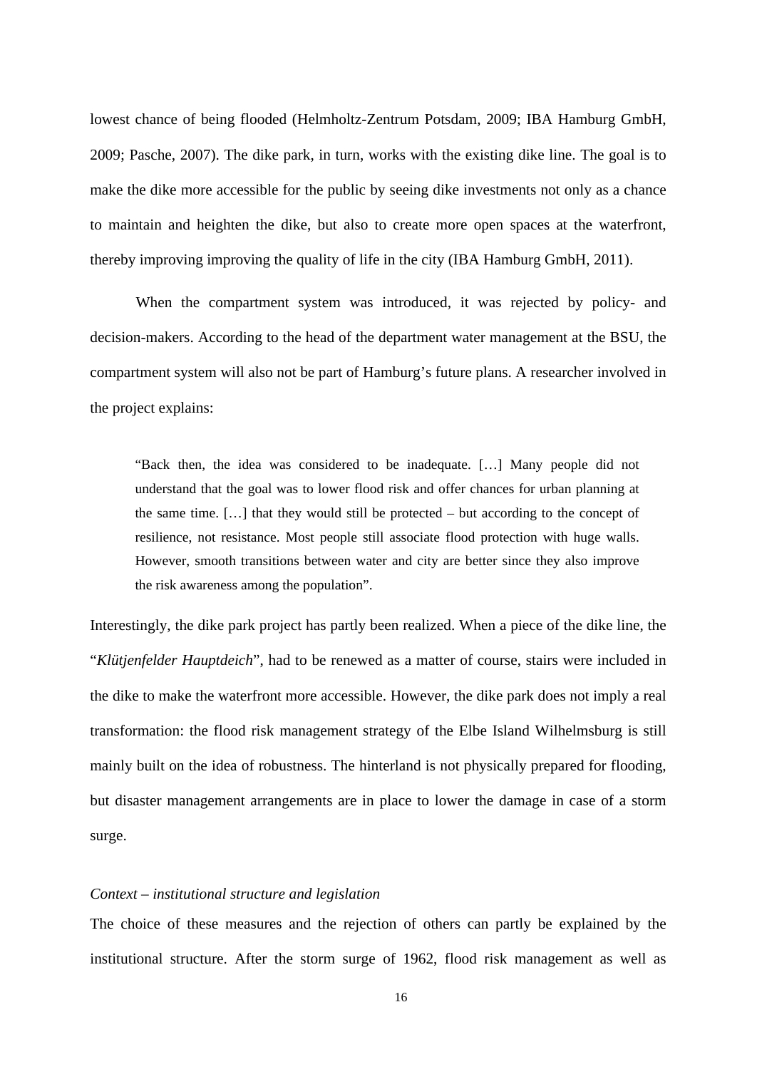lowest chance of being flooded (Helmholtz-Zentrum Potsdam, 2009; IBA Hamburg GmbH, 2009; Pasche, 2007). The dike park, in turn, works with the existing dike line. The goal is to make the dike more accessible for the public by seeing dike investments not only as a chance to maintain and heighten the dike, but also to create more open spaces at the waterfront, thereby improving improving the quality of life in the city (IBA Hamburg GmbH, 2011).

When the compartment system was introduced, it was rejected by policy- and decision-makers. According to the head of the department water management at the BSU, the compartment system will also not be part of Hamburg's future plans. A researcher involved in the project explains:

> "Back then, the idea was considered to be inadequate. […] Many people did not understand that the goal was to lower flood risk and offer chances for urban planning at the same time. […] that they would still be protected – but according to the concept of resilience, not resistance. Most people still associate flood protection with huge walls. However, smooth transitions between water and city are better since they also improve the risk awareness among the population".

Interestingly, the dike park project has partly been realized. When a piece of the dike line, the "*Klütjenfelder Hauptdeich*", had to be renewed as a matter of course, stairs were included in the dike to make the waterfront more accessible. However, the dike park does not imply a real transformation: the flood risk management strategy of the Elbe Island Wilhelmsburg is still mainly built on the idea of robustness. The hinterland is not physically prepared for flooding, but disaster management arrangements are in place to lower the damage in case of a storm surge.

*Context – institutional structure and legislation*

The choice of these measures and the rejection of others can partly be explained by the institutional structure. After the storm surge of 1962, flood risk management as well as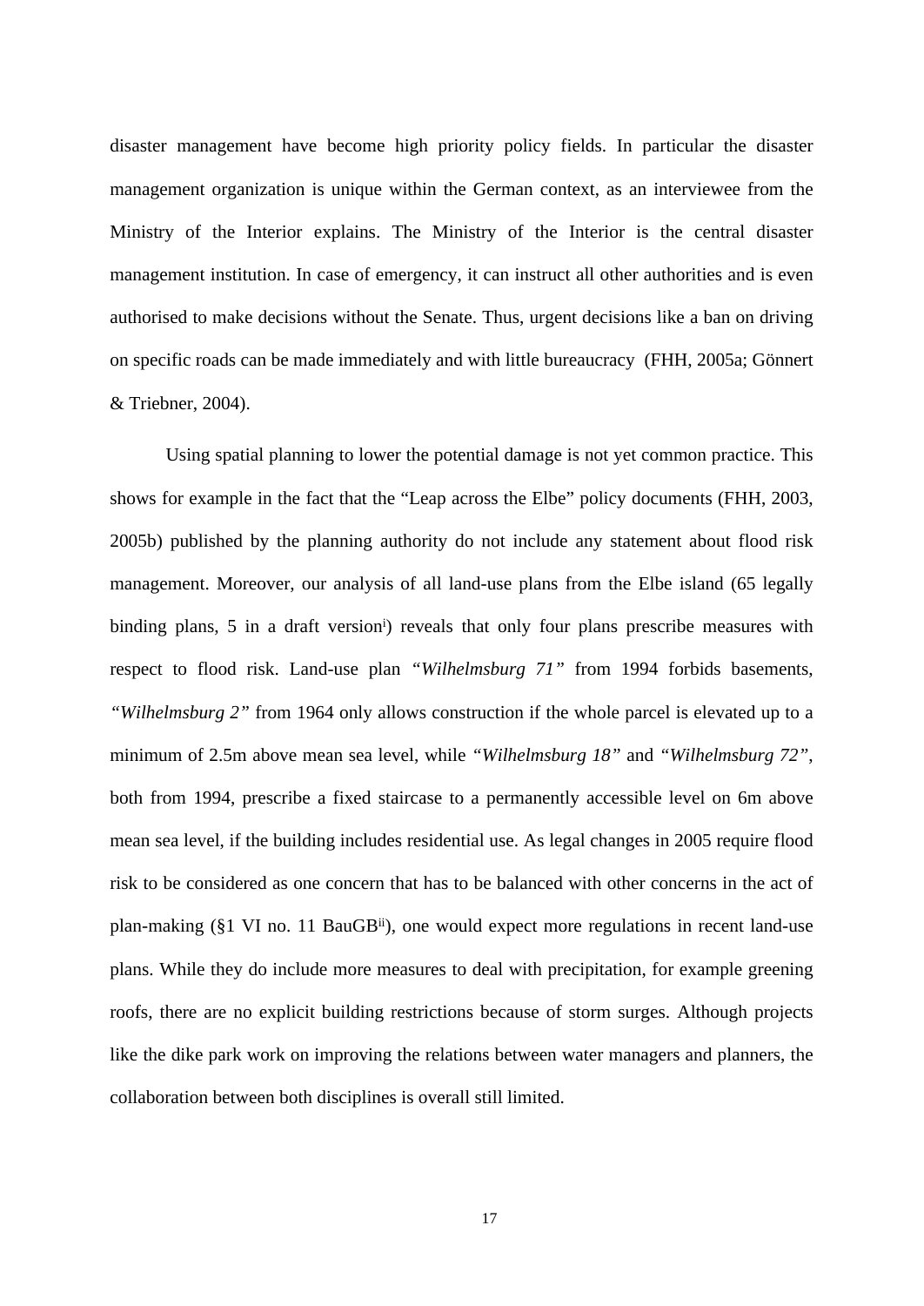disaster management have become high priority policy fields. In particular the disaster management organization is unique within the German context, as an interviewee from the Ministry of the Interior explains. The Ministry of the Interior is the central disaster management institution. In case of emergency, it can instruct all other authorities and is even authorised to make decisions without the Senate. Thus, urgent decisions like a ban on driving on specific roads can be made immediately and with little bureaucracy (FHH, 2005a; Gönnert & Triebner, 2004).

Using spatial planning to lower the potential damage is not yet common practice. This shows for example in the fact that the "Leap across the Elbe" policy documents (FHH, 2003, 2005b) published by the planning authority do not include any statement about flood risk management. Moreover, our analysis of all land-use plans from the Elbe island (65 legally binding plans, 5 in a draft version[i]) reveals that only four plans prescribe measures with respect to flood risk. Land-use plan *"Wilhelmsburg 71"* from 1994 forbids basements, *"Wilhelmsburg 2"* from 1964 only allows construction if the whole parcel is elevated up to a minimum of 2.5m above mean sea level, while *"Wilhelmsburg 18"* and *"Wilhelmsburg 72"*, both from 1994, prescribe a fixed staircase to a permanently accessible level on 6m above mean sea level, if the building includes residential use. As legal changes in 2005 require flood risk to be considered as one concern that has to be balanced with other concerns in the act of plan-making (§1 VI no. 11 BauGB[ii]), one would expect more regulations in recent land-use plans. While they do include more measures to deal with precipitation, for example greening roofs, there are no explicit building restrictions because of storm surges. Although projects like the dike park work on improving the relations between water managers and planners, the collaboration between both disciplines is overall still limited.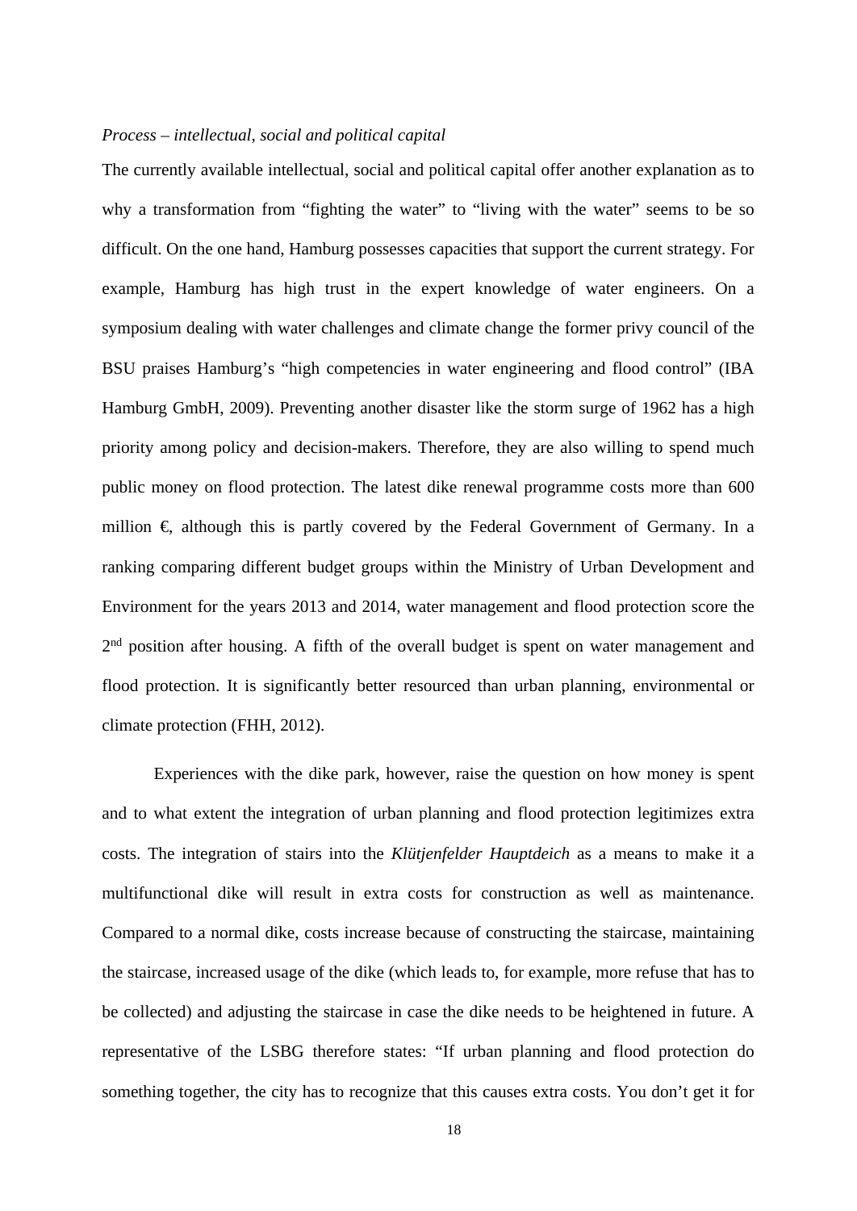*Process – intellectual, social and political capital*

The currently available intellectual, social and political capital offer another explanation as to why a transformation from "fighting the water" to "living with the water" seems to be so difficult. On the one hand, Hamburg possesses capacities that support the current strategy. For example, Hamburg has high trust in the expert knowledge of water engineers. On a symposium dealing with water challenges and climate change the former privy council of the BSU praises Hamburg's "high competencies in water engineering and flood control" (IBA Hamburg GmbH, 2009). Preventing another disaster like the storm surge of 1962 has a high priority among policy and decision-makers. Therefore, they are also willing to spend much public money on flood protection. The latest dike renewal programme costs more than 600 million €, although this is partly covered by the Federal Government of Germany. In a ranking comparing different budget groups within the Ministry of Urban Development and Environment for the years 2013 and 2014, water management and flood protection score the 2nd position after housing. A fifth of the overall budget is spent on water management and flood protection. It is significantly better resourced than urban planning, environmental or climate protection (FHH, 2012).

Experiences with the dike park, however, raise the question on how money is spent and to what extent the integration of urban planning and flood protection legitimizes extra costs. The integration of stairs into the *Klütjenfelder Hauptdeich* as a means to make it a multifunctional dike will result in extra costs for construction as well as maintenance. Compared to a normal dike, costs increase because of constructing the staircase, maintaining the staircase, increased usage of the dike (which leads to, for example, more refuse that has to be collected) and adjusting the staircase in case the dike needs to be heightened in future. A representative of the LSBG therefore states: "If urban planning and flood protection do something together, the city has to recognize that this causes extra costs. You don't get it for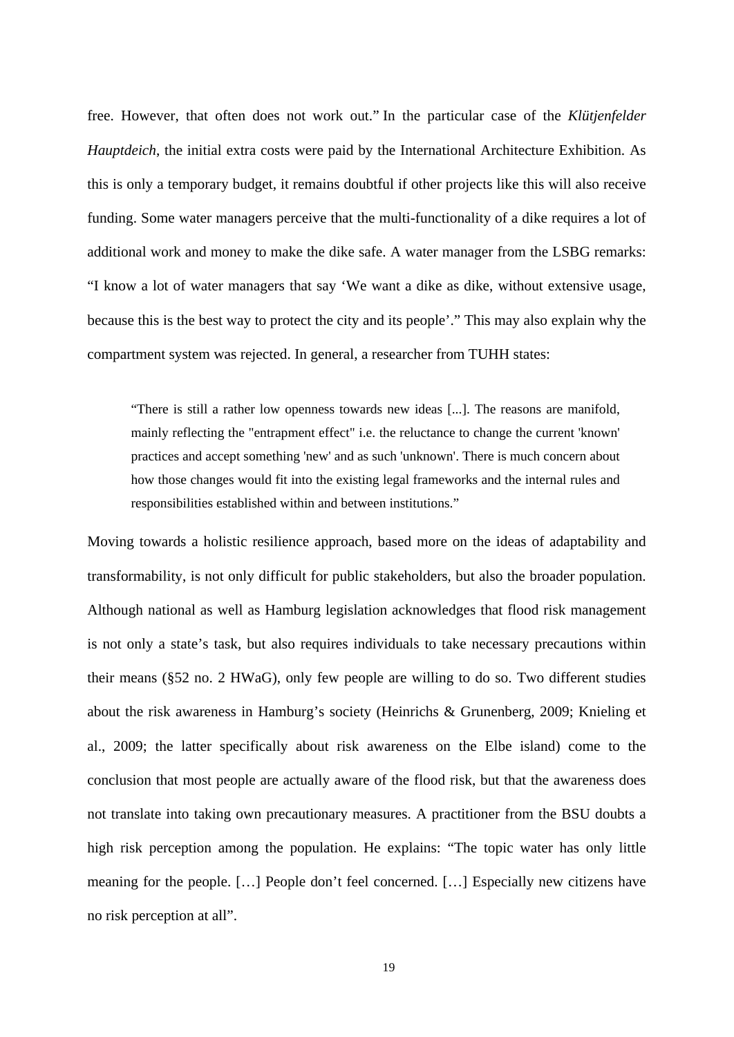free. However, that often does not work out." In the particular case of the *Klütjenfelder Hauptdeich*, the initial extra costs were paid by the International Architecture Exhibition. As this is only a temporary budget, it remains doubtful if other projects like this will also receive funding. Some water managers perceive that the multi-functionality of a dike requires a lot of additional work and money to make the dike safe. A water manager from the LSBG remarks: "I know a lot of water managers that say 'We want a dike as dike, without extensive usage, because this is the best way to protect the city and its people'." This may also explain why the compartment system was rejected. In general, a researcher from TUHH states:

> "There is still a rather low openness towards new ideas [...]. The reasons are manifold, mainly reflecting the "entrapment effect" i.e. the reluctance to change the current 'known' practices and accept something 'new' and as such 'unknown'. There is much concern about how those changes would fit into the existing legal frameworks and the internal rules and responsibilities established within and between institutions."

Moving towards a holistic resilience approach, based more on the ideas of adaptability and transformability, is not only difficult for public stakeholders, but also the broader population. Although national as well as Hamburg legislation acknowledges that flood risk management is not only a state's task, but also requires individuals to take necessary precautions within their means (§52 no. 2 HWaG), only few people are willing to do so. Two different studies about the risk awareness in Hamburg's society (Heinrichs & Grunenberg, 2009; Knieling et al., 2009; the latter specifically about risk awareness on the Elbe island) come to the conclusion that most people are actually aware of the flood risk, but that the awareness does not translate into taking own precautionary measures. A practitioner from the BSU doubts a high risk perception among the population. He explains: "The topic water has only little meaning for the people. […] People don't feel concerned. […] Especially new citizens have no risk perception at all".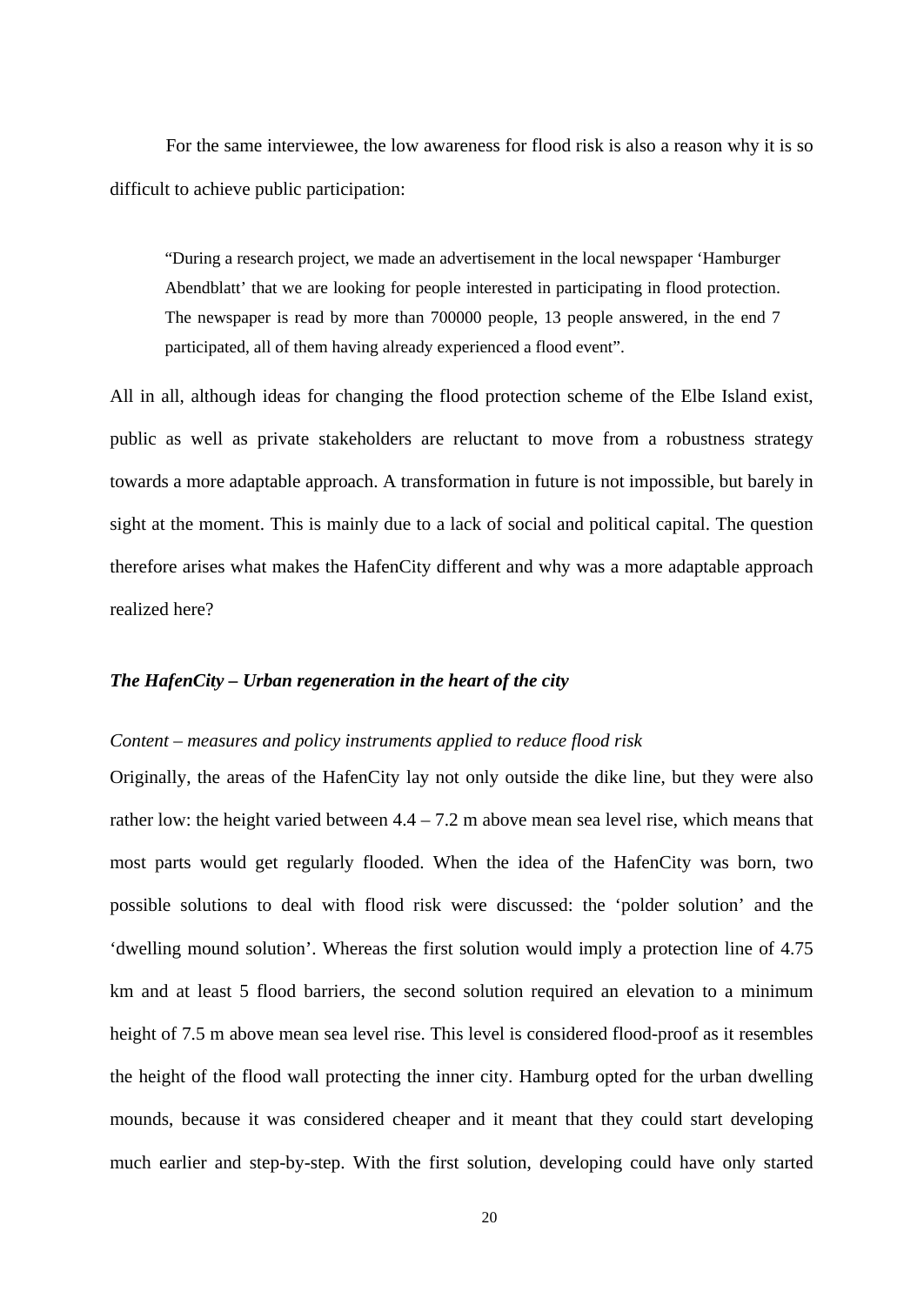For the same interviewee, the low awareness for flood risk is also a reason why it is so difficult to achieve public participation:

> "During a research project, we made an advertisement in the local newspaper 'Hamburger Abendblatt' that we are looking for people interested in participating in flood protection. The newspaper is read by more than 700000 people, 13 people answered, in the end 7 participated, all of them having already experienced a flood event".

All in all, although ideas for changing the flood protection scheme of the Elbe Island exist, public as well as private stakeholders are reluctant to move from a robustness strategy towards a more adaptable approach. A transformation in future is not impossible, but barely in sight at the moment. This is mainly due to a lack of social and political capital. The question therefore arises what makes the HafenCity different and why was a more adaptable approach realized here?

### *The HafenCity – Urban regeneration in the heart of the city*

#### *Content – measures and policy instruments applied to reduce flood risk*

Originally, the areas of the HafenCity lay not only outside the dike line, but they were also rather low: the height varied between 4.4 – 7.2 m above mean sea level rise, which means that most parts would get regularly flooded. When the idea of the HafenCity was born, two possible solutions to deal with flood risk were discussed: the 'polder solution' and the 'dwelling mound solution'. Whereas the first solution would imply a protection line of 4.75 km and at least 5 flood barriers, the second solution required an elevation to a minimum height of 7.5 m above mean sea level rise. This level is considered flood-proof as it resembles the height of the flood wall protecting the inner city. Hamburg opted for the urban dwelling mounds, because it was considered cheaper and it meant that they could start developing much earlier and step-by-step. With the first solution, developing could have only started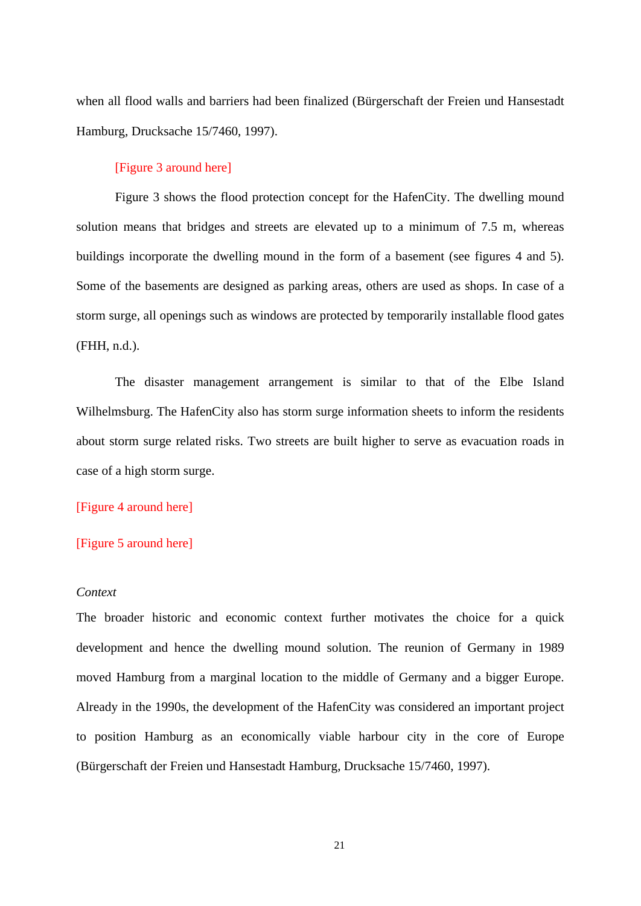when all flood walls and barriers had been finalized (Bürgerschaft der Freien und Hansestadt Hamburg, Drucksache 15/7460, 1997).

[Figure 3 around here]

Figure 3 shows the flood protection concept for the HafenCity. The dwelling mound solution means that bridges and streets are elevated up to a minimum of 7.5 m, whereas buildings incorporate the dwelling mound in the form of a basement (see figures 4 and 5). Some of the basements are designed as parking areas, others are used as shops. In case of a storm surge, all openings such as windows are protected by temporarily installable flood gates (FHH, n.d.).

The disaster management arrangement is similar to that of the Elbe Island Wilhelmsburg. The HafenCity also has storm surge information sheets to inform the residents about storm surge related risks. Two streets are built higher to serve as evacuation roads in case of a high storm surge.

[Figure 4 around here]

[Figure 5 around here]

*Context*

The broader historic and economic context further motivates the choice for a quick development and hence the dwelling mound solution. The reunion of Germany in 1989 moved Hamburg from a marginal location to the middle of Germany and a bigger Europe. Already in the 1990s, the development of the HafenCity was considered an important project to position Hamburg as an economically viable harbour city in the core of Europe (Bürgerschaft der Freien und Hansestadt Hamburg, Drucksache 15/7460, 1997).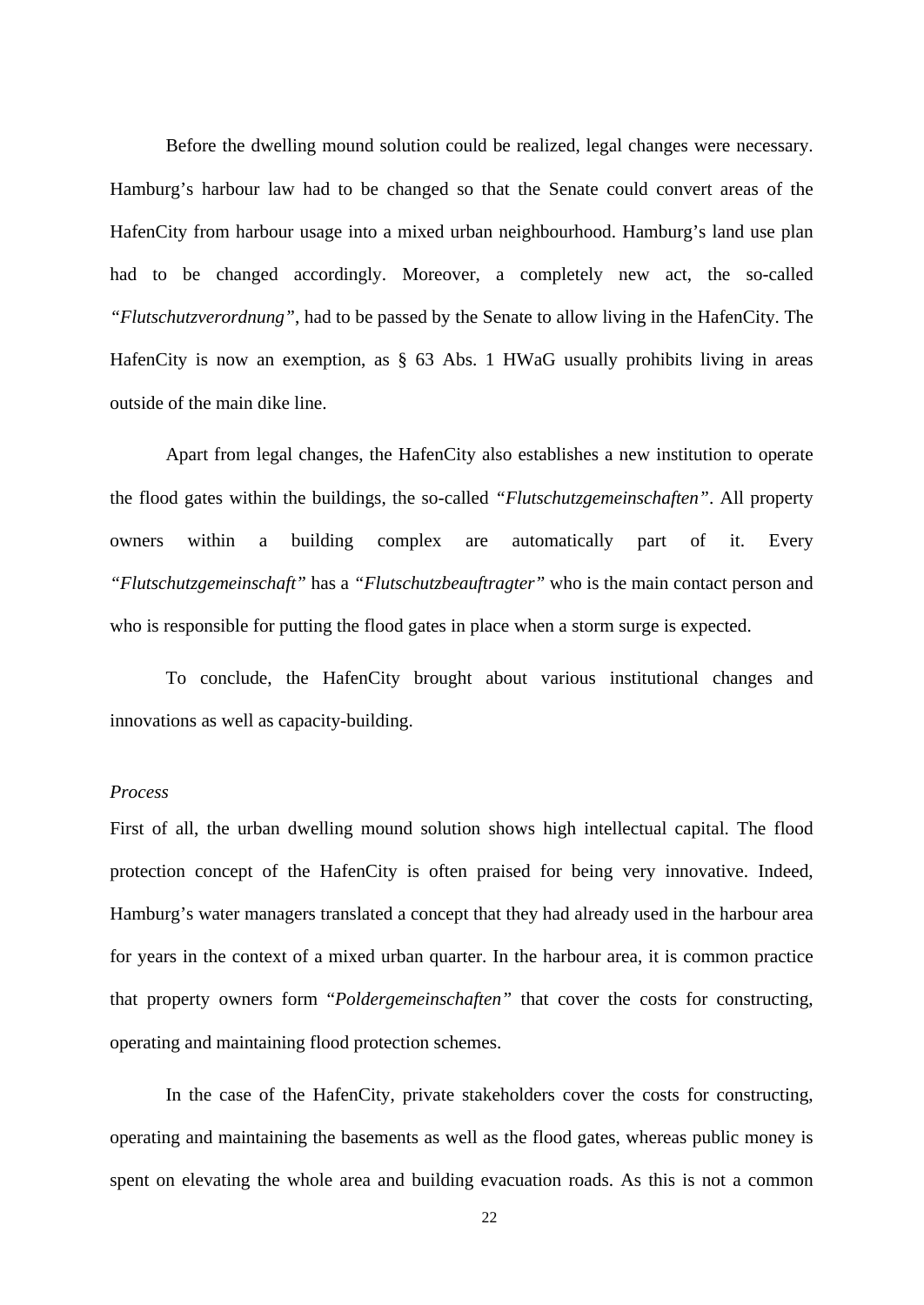Before the dwelling mound solution could be realized, legal changes were necessary. Hamburg's harbour law had to be changed so that the Senate could convert areas of the HafenCity from harbour usage into a mixed urban neighbourhood. Hamburg's land use plan had to be changed accordingly. Moreover, a completely new act, the so-called *"Flutschutzverordnung"*, had to be passed by the Senate to allow living in the HafenCity. The HafenCity is now an exemption, as § 63 Abs. 1 HWaG usually prohibits living in areas outside of the main dike line.

Apart from legal changes, the HafenCity also establishes a new institution to operate the flood gates within the buildings, the so-called *"Flutschutzgemeinschaften"*. All property owners within a building complex are automatically part of it. Every *"Flutschutzgemeinschaft"* has a *"Flutschutzbeauftragter"* who is the main contact person and who is responsible for putting the flood gates in place when a storm surge is expected.

To conclude, the HafenCity brought about various institutional changes and innovations as well as capacity-building.

*Process*

First of all, the urban dwelling mound solution shows high intellectual capital. The flood protection concept of the HafenCity is often praised for being very innovative. Indeed, Hamburg's water managers translated a concept that they had already used in the harbour area for years in the context of a mixed urban quarter. In the harbour area, it is common practice that property owners form "*Poldergemeinschaften"* that cover the costs for constructing, operating and maintaining flood protection schemes.

In the case of the HafenCity, private stakeholders cover the costs for constructing, operating and maintaining the basements as well as the flood gates, whereas public money is spent on elevating the whole area and building evacuation roads. As this is not a common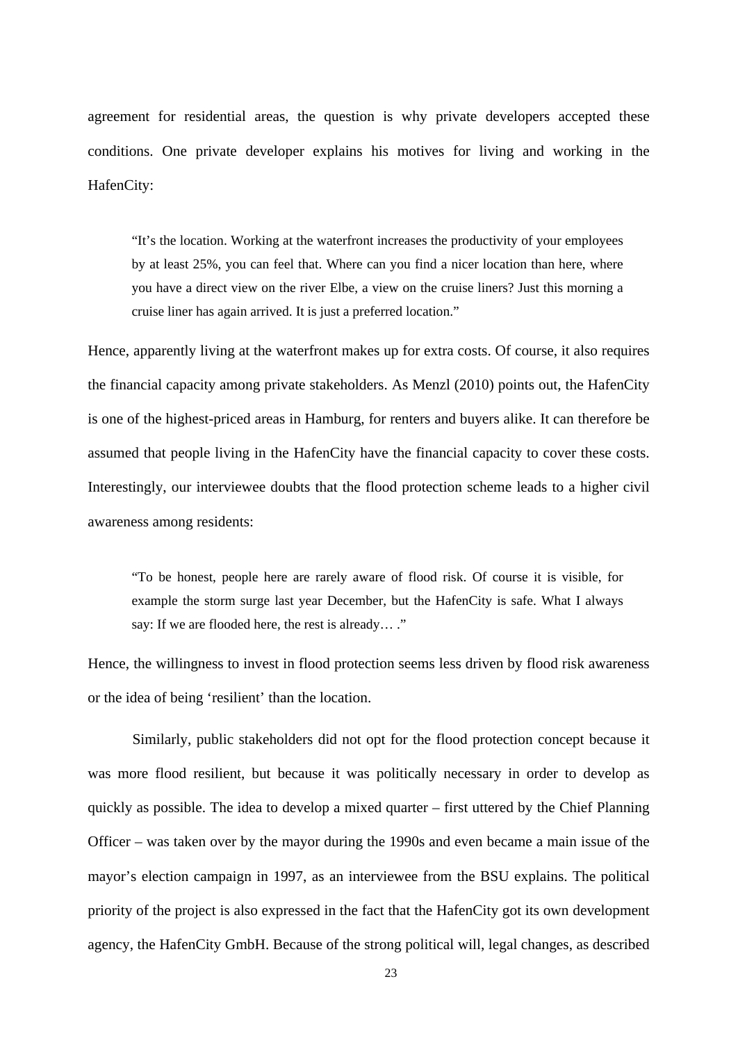agreement for residential areas, the question is why private developers accepted these conditions. One private developer explains his motives for living and working in the HafenCity:

> "It's the location. Working at the waterfront increases the productivity of your employees by at least 25%, you can feel that. Where can you find a nicer location than here, where you have a direct view on the river Elbe, a view on the cruise liners? Just this morning a cruise liner has again arrived. It is just a preferred location."

Hence, apparently living at the waterfront makes up for extra costs. Of course, it also requires the financial capacity among private stakeholders. As Menzl (2010) points out, the HafenCity is one of the highest-priced areas in Hamburg, for renters and buyers alike. It can therefore be assumed that people living in the HafenCity have the financial capacity to cover these costs. Interestingly, our interviewee doubts that the flood protection scheme leads to a higher civil awareness among residents:

> "To be honest, people here are rarely aware of flood risk. Of course it is visible, for example the storm surge last year December, but the HafenCity is safe. What I always say: If we are flooded here, the rest is already… ."

Hence, the willingness to invest in flood protection seems less driven by flood risk awareness or the idea of being 'resilient' than the location.

Similarly, public stakeholders did not opt for the flood protection concept because it was more flood resilient, but because it was politically necessary in order to develop as quickly as possible. The idea to develop a mixed quarter – first uttered by the Chief Planning Officer – was taken over by the mayor during the 1990s and even became a main issue of the mayor's election campaign in 1997, as an interviewee from the BSU explains. The political priority of the project is also expressed in the fact that the HafenCity got its own development agency, the HafenCity GmbH. Because of the strong political will, legal changes, as described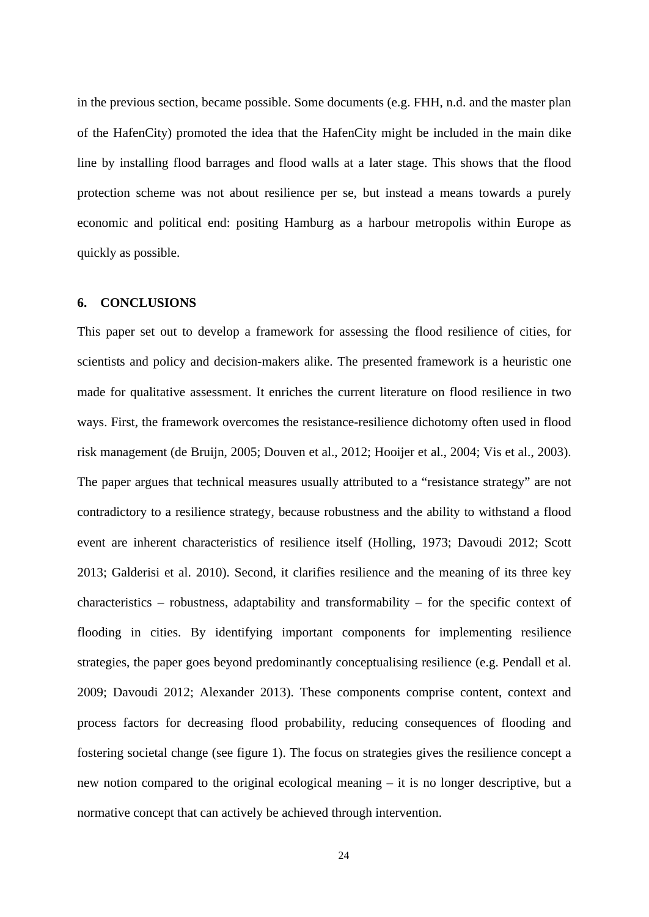in the previous section, became possible. Some documents (e.g. FHH, n.d. and the master plan of the HafenCity) promoted the idea that the HafenCity might be included in the main dike line by installing flood barrages and flood walls at a later stage. This shows that the flood protection scheme was not about resilience per se, but instead a means towards a purely economic and political end: positing Hamburg as a harbour metropolis within Europe as quickly as possible.

## 6. CONCLUSIONS

This paper set out to develop a framework for assessing the flood resilience of cities, for scientists and policy and decision-makers alike. The presented framework is a heuristic one made for qualitative assessment. It enriches the current literature on flood resilience in two ways. First, the framework overcomes the resistance-resilience dichotomy often used in flood risk management (de Bruijn, 2005; Douven et al., 2012; Hooijer et al., 2004; Vis et al., 2003). The paper argues that technical measures usually attributed to a "resistance strategy" are not contradictory to a resilience strategy, because robustness and the ability to withstand a flood event are inherent characteristics of resilience itself (Holling, 1973; Davoudi 2012; Scott 2013; Galderisi et al. 2010). Second, it clarifies resilience and the meaning of its three key characteristics – robustness, adaptability and transformability – for the specific context of flooding in cities. By identifying important components for implementing resilience strategies, the paper goes beyond predominantly conceptualising resilience (e.g. Pendall et al. 2009; Davoudi 2012; Alexander 2013). These components comprise content, context and process factors for decreasing flood probability, reducing consequences of flooding and fostering societal change (see figure 1). The focus on strategies gives the resilience concept a new notion compared to the original ecological meaning – it is no longer descriptive, but a normative concept that can actively be achieved through intervention.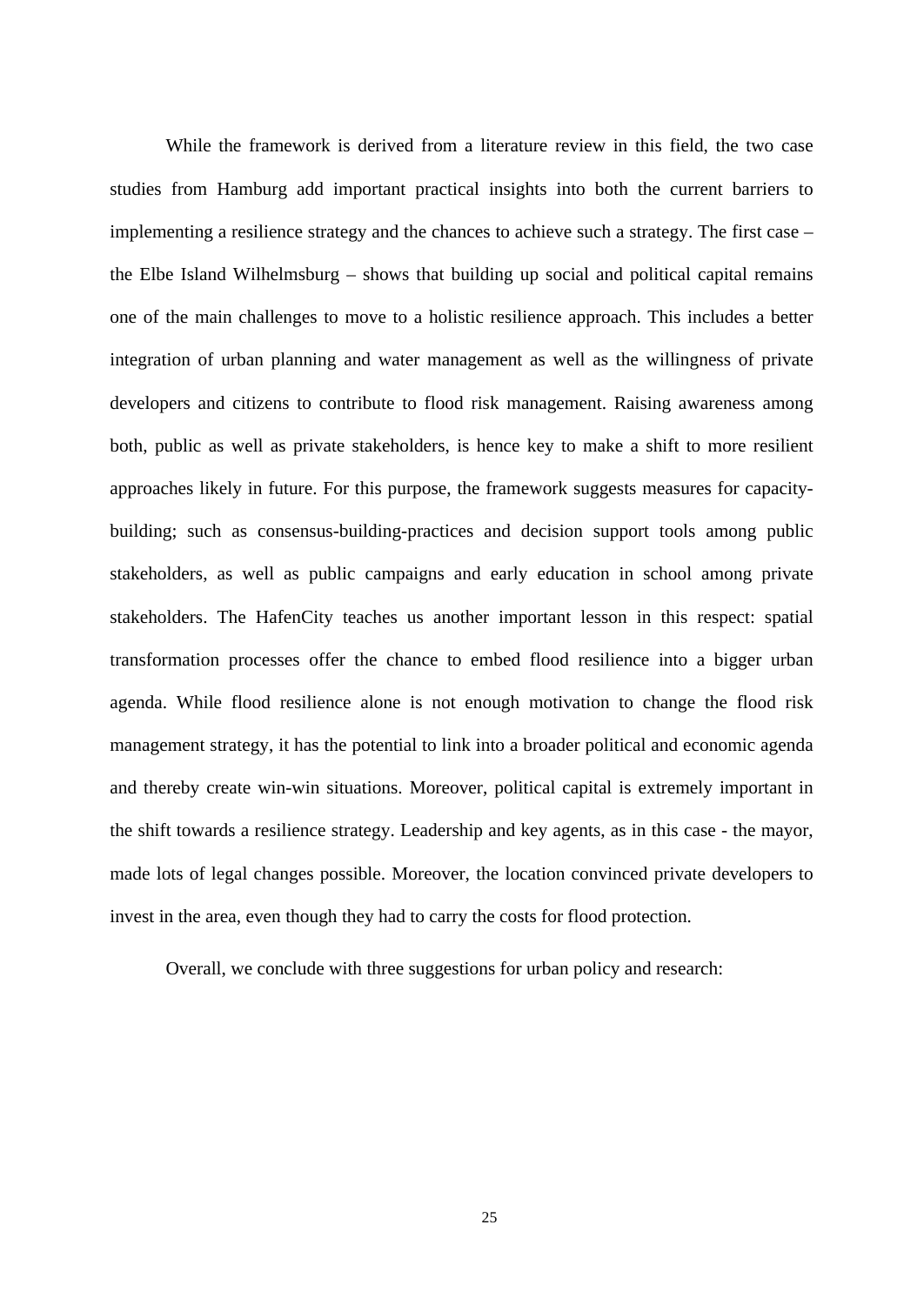While the framework is derived from a literature review in this field, the two case studies from Hamburg add important practical insights into both the current barriers to implementing a resilience strategy and the chances to achieve such a strategy. The first case – the Elbe Island Wilhelmsburg – shows that building up social and political capital remains one of the main challenges to move to a holistic resilience approach. This includes a better integration of urban planning and water management as well as the willingness of private developers and citizens to contribute to flood risk management. Raising awareness among both, public as well as private stakeholders, is hence key to make a shift to more resilient approaches likely in future. For this purpose, the framework suggests measures for capacity-building; such as consensus-building-practices and decision support tools among public stakeholders, as well as public campaigns and early education in school among private stakeholders. The HafenCity teaches us another important lesson in this respect: spatial transformation processes offer the chance to embed flood resilience into a bigger urban agenda. While flood resilience alone is not enough motivation to change the flood risk management strategy, it has the potential to link into a broader political and economic agenda and thereby create win-win situations. Moreover, political capital is extremely important in the shift towards a resilience strategy. Leadership and key agents, as in this case - the mayor, made lots of legal changes possible. Moreover, the location convinced private developers to invest in the area, even though they had to carry the costs for flood protection.

Overall, we conclude with three suggestions for urban policy and research: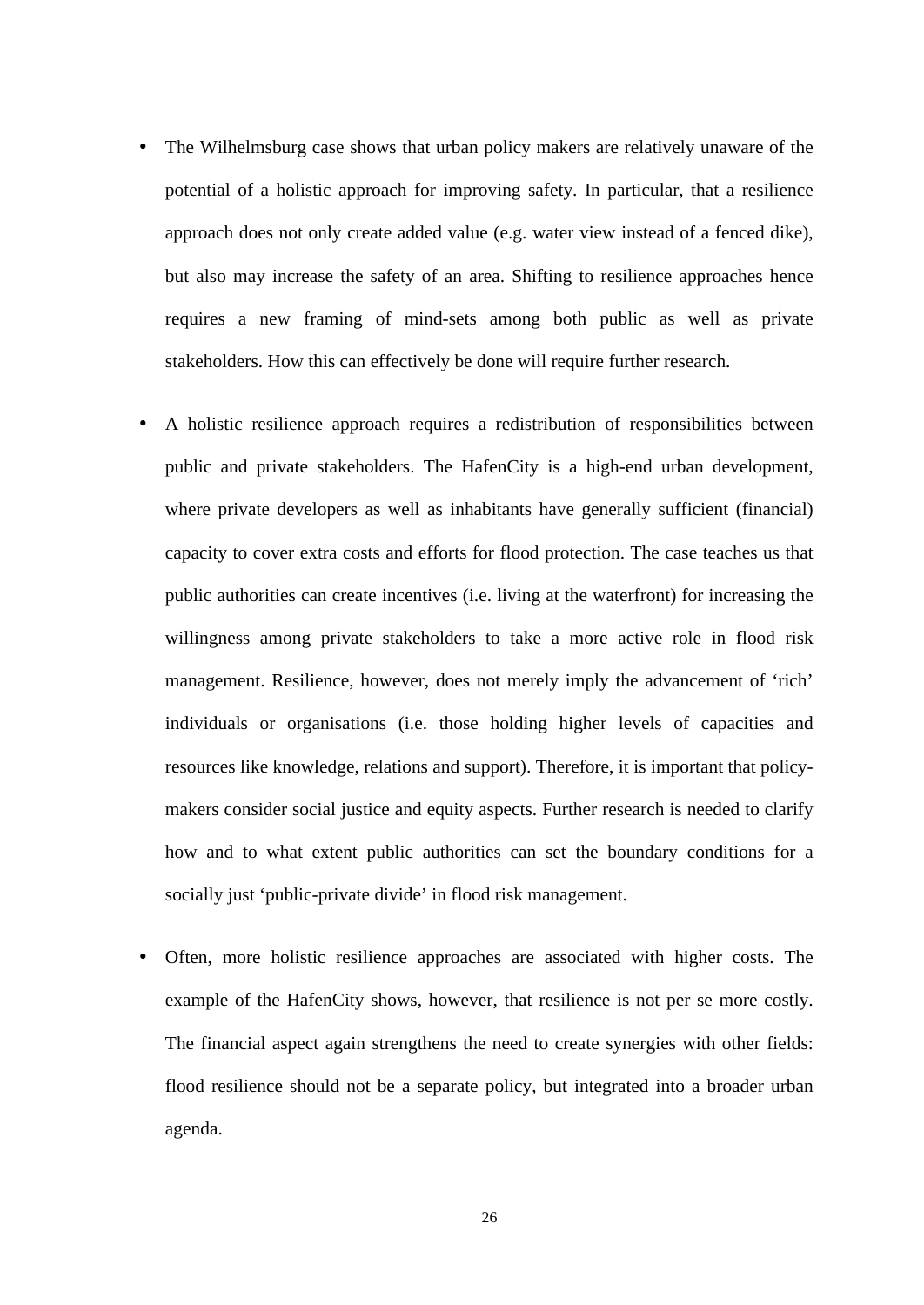- The Wilhelmsburg case shows that urban policy makers are relatively unaware of the potential of a holistic approach for improving safety. In particular, that a resilience approach does not only create added value (e.g. water view instead of a fenced dike), but also may increase the safety of an area. Shifting to resilience approaches hence requires a new framing of mind-sets among both public as well as private stakeholders. How this can effectively be done will require further research.

- A holistic resilience approach requires a redistribution of responsibilities between public and private stakeholders. The HafenCity is a high-end urban development, where private developers as well as inhabitants have generally sufficient (financial) capacity to cover extra costs and efforts for flood protection. The case teaches us that public authorities can create incentives (i.e. living at the waterfront) for increasing the willingness among private stakeholders to take a more active role in flood risk management. Resilience, however, does not merely imply the advancement of 'rich' individuals or organisations (i.e. those holding higher levels of capacities and resources like knowledge, relations and support). Therefore, it is important that policy-makers consider social justice and equity aspects. Further research is needed to clarify how and to what extent public authorities can set the boundary conditions for a socially just 'public-private divide' in flood risk management.

- Often, more holistic resilience approaches are associated with higher costs. The example of the HafenCity shows, however, that resilience is not per se more costly. The financial aspect again strengthens the need to create synergies with other fields: flood resilience should not be a separate policy, but integrated into a broader urban agenda.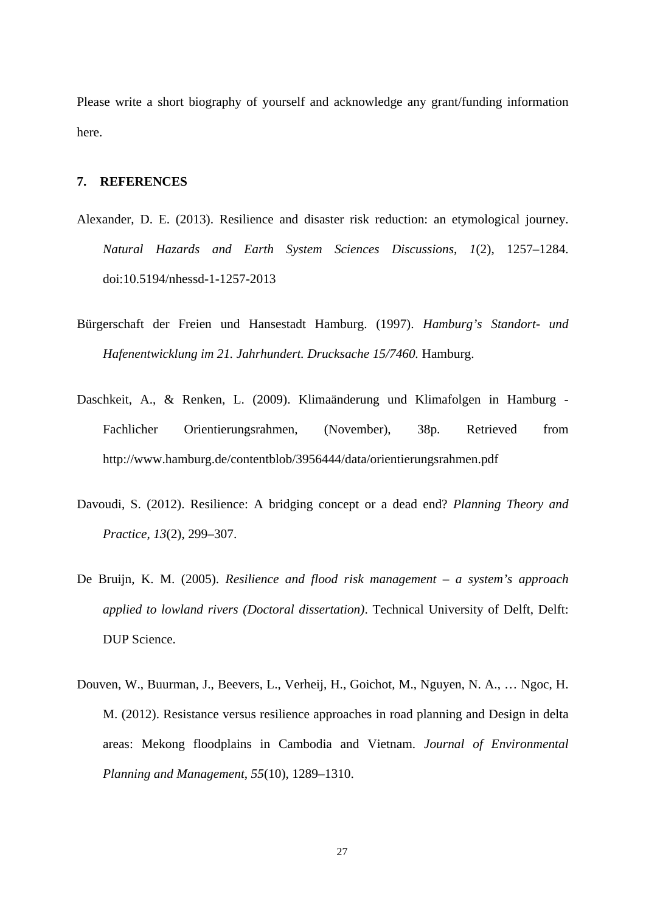Please write a short biography of yourself and acknowledge any grant/funding information here.

## 7. REFERENCES

Alexander, D. E. (2013). Resilience and disaster risk reduction: an etymological journey. *Natural Hazards and Earth System Sciences Discussions*, *1*(2), 1257–1284. doi:10.5194/nhessd-1-1257-2013

Bürgerschaft der Freien und Hansestadt Hamburg. (1997). *Hamburg's Standort- und Hafenentwicklung im 21. Jahrhundert. Drucksache 15/7460.* Hamburg.

Daschkeit, A., & Renken, L. (2009). Klimaänderung und Klimafolgen in Hamburg - Fachlicher Orientierungsrahmen, (November), 38p. Retrieved from http://www.hamburg.de/contentblob/3956444/data/orientierungsrahmen.pdf

Davoudi, S. (2012). Resilience: A bridging concept or a dead end? *Planning Theory and Practice*, *13*(2), 299–307.

De Bruijn, K. M. (2005). *Resilience and flood risk management – a system's approach applied to lowland rivers (Doctoral dissertation)*. Technical University of Delft, Delft: DUP Science.

Douven, W., Buurman, J., Beevers, L., Verheij, H., Goichot, M., Nguyen, N. A., … Ngoc, H. M. (2012). Resistance versus resilience approaches in road planning and Design in delta areas: Mekong floodplains in Cambodia and Vietnam. *Journal of Environmental Planning and Management*, *55*(10), 1289–1310.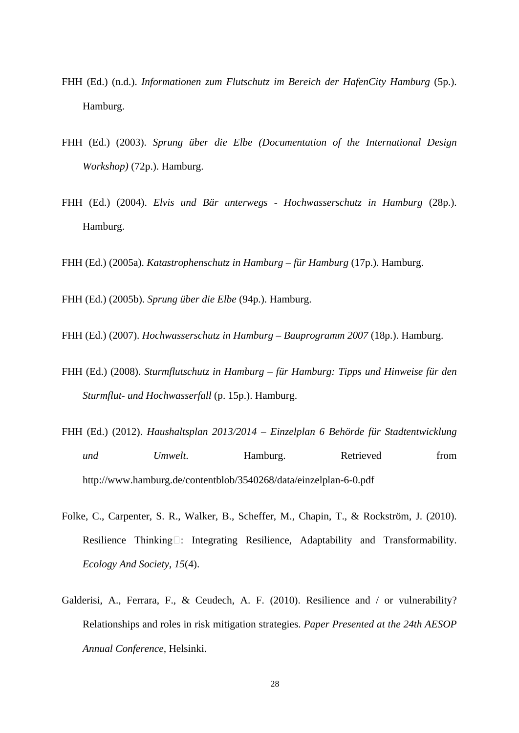FHH (Ed.) (n.d.). *Informationen zum Flutschutz im Bereich der HafenCity Hamburg* (5p.). Hamburg.

FHH (Ed.) (2003). *Sprung über die Elbe (Documentation of the International Design Workshop)* (72p.). Hamburg.

FHH (Ed.) (2004). *Elvis und Bär unterwegs - Hochwasserschutz in Hamburg* (28p.). Hamburg.

FHH (Ed.) (2005a). *Katastrophenschutz in Hamburg – für Hamburg* (17p.). Hamburg.

FHH (Ed.) (2005b). *Sprung über die Elbe* (94p.). Hamburg.

FHH (Ed.) (2007). *Hochwasserschutz in Hamburg – Bauprogramm 2007* (18p.). Hamburg.

FHH (Ed.) (2008). *Sturmflutschutz in Hamburg – für Hamburg: Tipps und Hinweise für den Sturmflut- und Hochwasserfall* (p. 15p.). Hamburg.

FHH (Ed.) (2012). *Haushaltsplan 2013/2014 – Einzelplan 6 Behörde für Stadtentwicklung und Umwelt*. Hamburg. Retrieved from http://www.hamburg.de/contentblob/3540268/data/einzelplan-6-0.pdf

Folke, C., Carpenter, S. R., Walker, B., Scheffer, M., Chapin, T., & Rockström, J. (2010). Resilience Thinking : Integrating Resilience, Adaptability and Transformability. *Ecology And Society*, *15*(4).

Galderisi, A., Ferrara, F., & Ceudech, A. F. (2010). Resilience and / or vulnerability? Relationships and roles in risk mitigation strategies. *Paper Presented at the 24th AESOP Annual Conference*, Helsinki.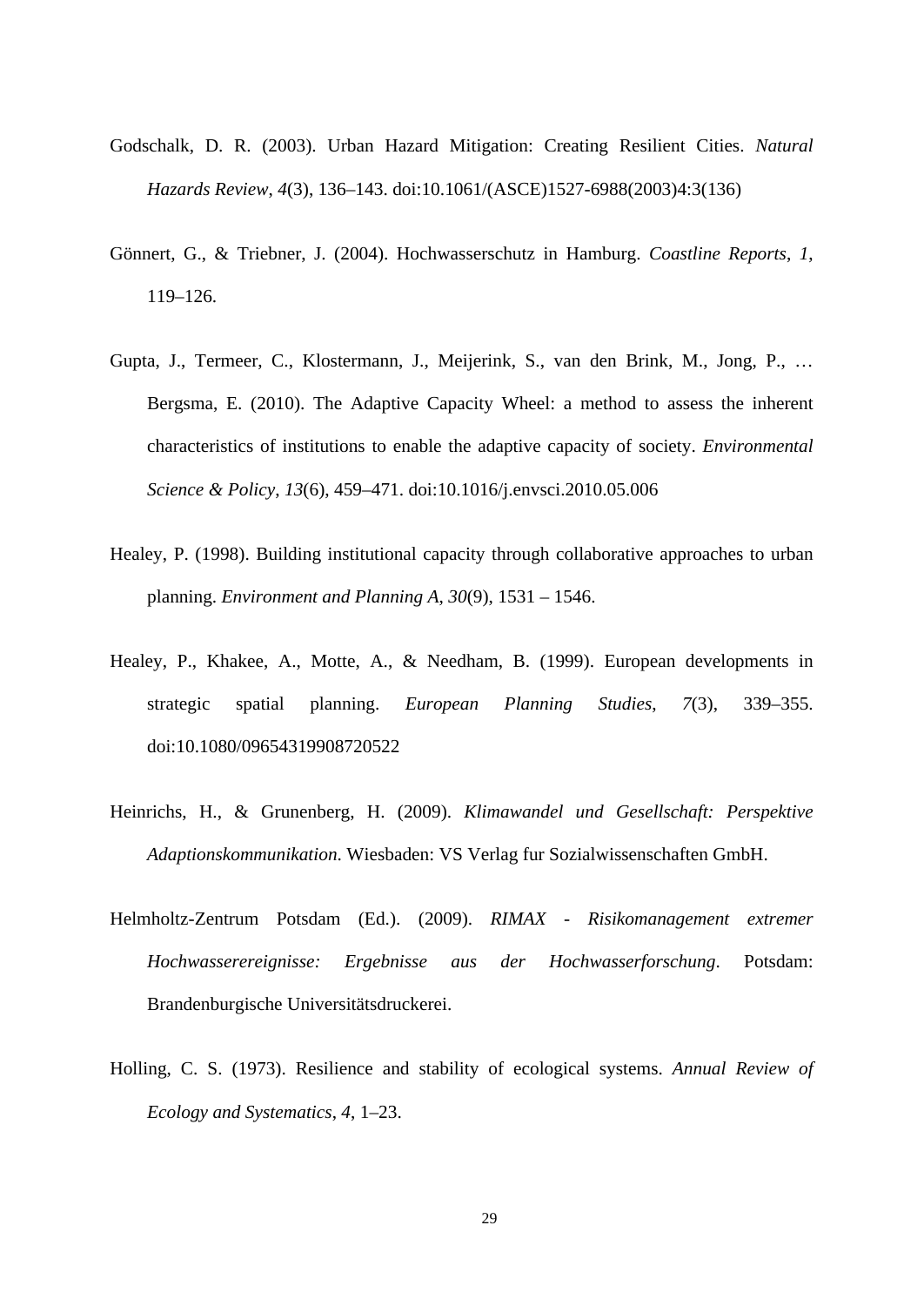Godschalk, D. R. (2003). Urban Hazard Mitigation: Creating Resilient Cities. *Natural Hazards Review*, *4*(3), 136–143. doi:10.1061/(ASCE)1527-6988(2003)4:3(136)

Gönnert, G., & Triebner, J. (2004). Hochwasserschutz in Hamburg. *Coastline Reports*, *1*, 119–126.

Gupta, J., Termeer, C., Klostermann, J., Meijerink, S., van den Brink, M., Jong, P., … Bergsma, E. (2010). The Adaptive Capacity Wheel: a method to assess the inherent characteristics of institutions to enable the adaptive capacity of society. *Environmental Science & Policy*, *13*(6), 459–471. doi:10.1016/j.envsci.2010.05.006

Healey, P. (1998). Building institutional capacity through collaborative approaches to urban planning. *Environment and Planning A, 30*(9), 1531 – 1546.

Healey, P., Khakee, A., Motte, A., & Needham, B. (1999). European developments in strategic spatial planning. *European Planning Studies*, *7*(3), 339–355. doi:10.1080/09654319908720522

Heinrichs, H., & Grunenberg, H. (2009). *Klimawandel und Gesellschaft: Perspektive Adaptionskommunikation*. Wiesbaden: VS Verlag fur Sozialwissenschaften GmbH.

Helmholtz-Zentrum Potsdam (Ed.). (2009). *RIMAX - Risikomanagement extremer Hochwasserereignisse: Ergebnisse aus der Hochwasserforschung*. Potsdam: Brandenburgische Universitätsdruckerei.

Holling, C. S. (1973). Resilience and stability of ecological systems. *Annual Review of Ecology and Systematics*, *4*, 1–23.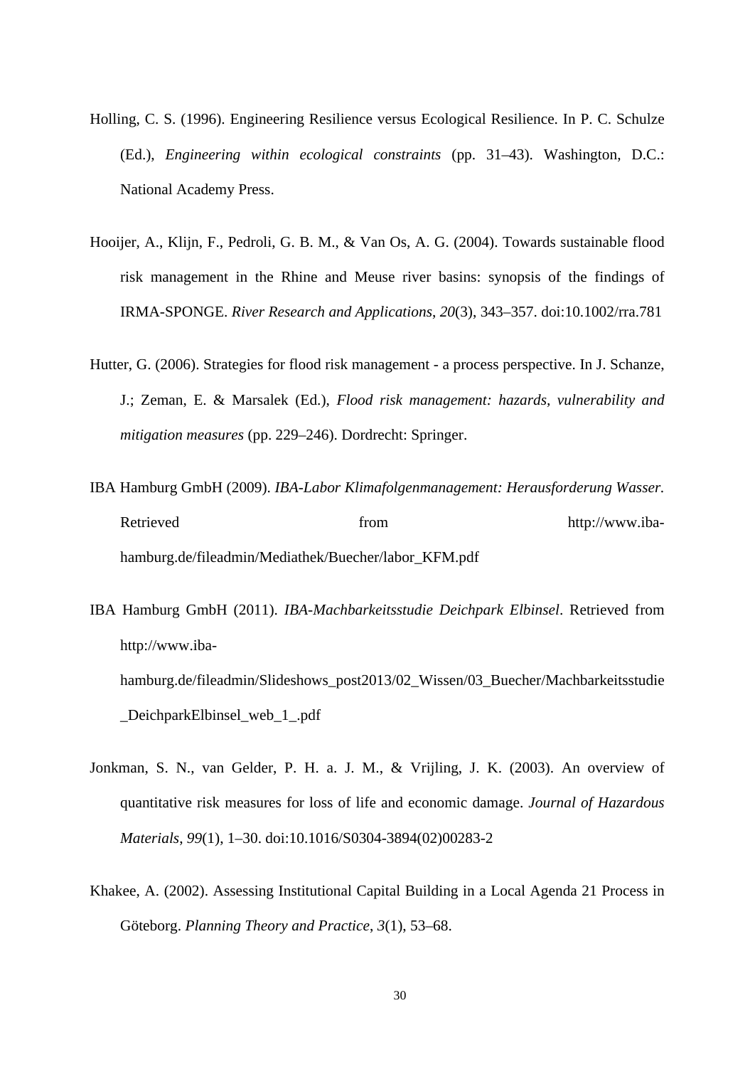Holling, C. S. (1996). Engineering Resilience versus Ecological Resilience. In P. C. Schulze (Ed.), *Engineering within ecological constraints* (pp. 31–43). Washington, D.C.: National Academy Press.

Hooijer, A., Klijn, F., Pedroli, G. B. M., & Van Os, A. G. (2004). Towards sustainable flood risk management in the Rhine and Meuse river basins: synopsis of the findings of IRMA-SPONGE. *River Research and Applications*, *20*(3), 343–357. doi:10.1002/rra.781

Hutter, G. (2006). Strategies for flood risk management - a process perspective. In J. Schanze, J.; Zeman, E. & Marsalek (Ed.), *Flood risk management: hazards, vulnerability and mitigation measures* (pp. 229–246). Dordrecht: Springer.

IBA Hamburg GmbH (2009). *IBA-Labor Klimafolgenmanagement: Herausforderung Wasser.* Retrieved from http://www.iba-hamburg.de/fileadmin/Mediathek/Buecher/labor_KFM.pdf

IBA Hamburg GmbH (2011). *IBA-Machbarkeitsstudie Deichpark Elbinsel*. Retrieved from http://www.iba-hamburg.de/fileadmin/Slideshows_post2013/02_Wissen/03_Buecher/Machbarkeitsstudie_DeichparkElbinsel_web_1_.pdf

Jonkman, S. N., van Gelder, P. H. a. J. M., & Vrijling, J. K. (2003). An overview of quantitative risk measures for loss of life and economic damage. *Journal of Hazardous Materials*, *99*(1), 1–30. doi:10.1016/S0304-3894(02)00283-2

Khakee, A. (2002). Assessing Institutional Capital Building in a Local Agenda 21 Process in Göteborg. *Planning Theory and Practice*, *3*(1), 53–68.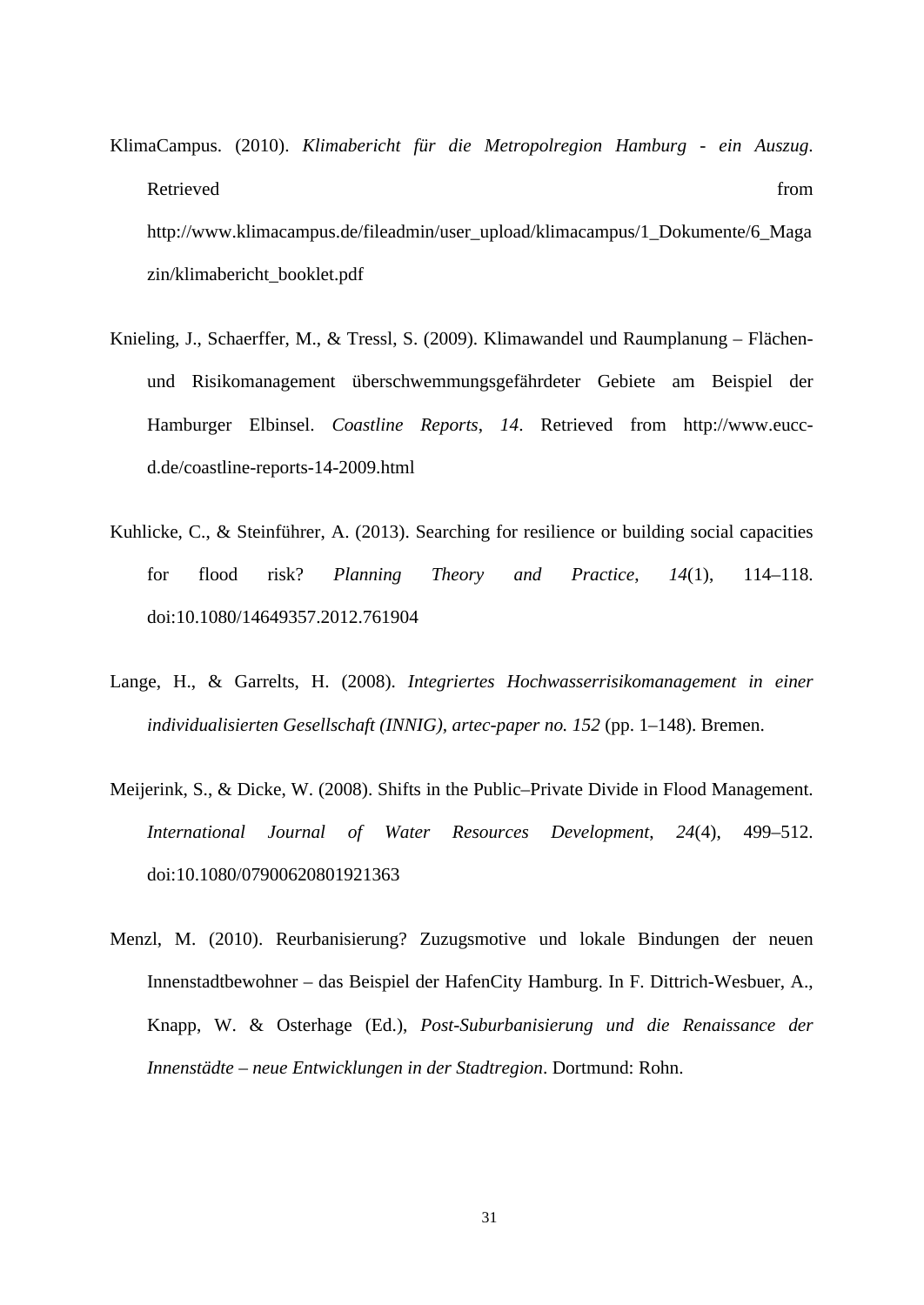KlimaCampus. (2010). *Klimabericht für die Metropolregion Hamburg - ein Auszug*. Retrieved from http://www.klimacampus.de/fileadmin/user_upload/klimacampus/1_Dokumente/6_Magazin/klimabericht_booklet.pdf

Knieling, J., Schaerffer, M., & Tressl, S. (2009). Klimawandel und Raumplanung – Flächen- und Risikomanagement überschwemmungsgefährdeter Gebiete am Beispiel der Hamburger Elbinsel. *Coastline Reports*, *14*. Retrieved from http://www.eucc-d.de/coastline-reports-14-2009.html

Kuhlicke, C., & Steinführer, A. (2013). Searching for resilience or building social capacities for flood risk? *Planning Theory and Practice*, *14*(1), 114–118. doi:10.1080/14649357.2012.761904

Lange, H., & Garrelts, H. (2008). *Integriertes Hochwasserrisikomanagement in einer individualisierten Gesellschaft (INNIG), artec-paper no. 152* (pp. 1–148). Bremen.

Meijerink, S., & Dicke, W. (2008). Shifts in the Public–Private Divide in Flood Management. *International Journal of Water Resources Development*, *24*(4), 499–512. doi:10.1080/07900620801921363

Menzl, M. (2010). Reurbanisierung? Zuzugsmotive und lokale Bindungen der neuen Innenstadtbewohner – das Beispiel der HafenCity Hamburg. In F. Dittrich-Wesbuer, A., Knapp, W. & Osterhage (Ed.), *Post-Suburbanisierung und die Renaissance der Innenstädte – neue Entwicklungen in der Stadtregion*. Dortmund: Rohn.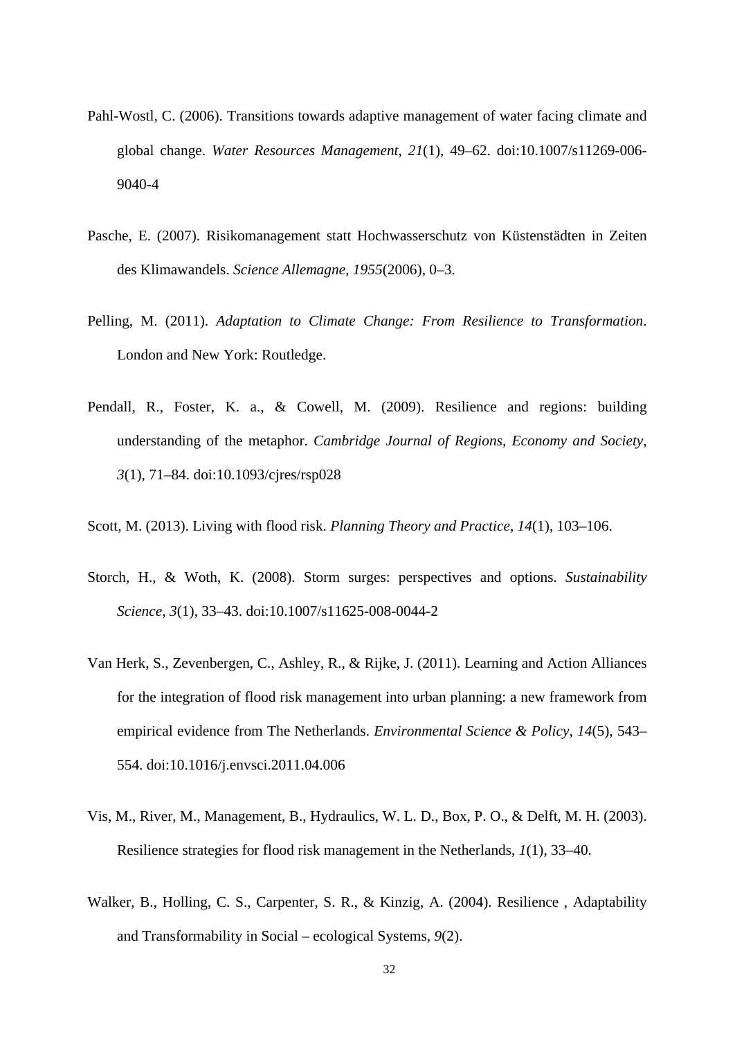Pahl-Wostl, C. (2006). Transitions towards adaptive management of water facing climate and global change. *Water Resources Management*, *21*(1), 49–62. doi:10.1007/s11269-006-9040-4

Pasche, E. (2007). Risikomanagement statt Hochwasserschutz von Küstenstädten in Zeiten des Klimawandels. *Science Allemagne*, *1955*(2006), 0–3.

Pelling, M. (2011). *Adaptation to Climate Change: From Resilience to Transformation*. London and New York: Routledge.

Pendall, R., Foster, K. a., & Cowell, M. (2009). Resilience and regions: building understanding of the metaphor. *Cambridge Journal of Regions, Economy and Society*, *3*(1), 71–84. doi:10.1093/cjres/rsp028

Scott, M. (2013). Living with flood risk. *Planning Theory and Practice*, *14*(1), 103–106.

Storch, H., & Woth, K. (2008). Storm surges: perspectives and options. *Sustainability Science*, *3*(1), 33–43. doi:10.1007/s11625-008-0044-2

Van Herk, S., Zevenbergen, C., Ashley, R., & Rijke, J. (2011). Learning and Action Alliances for the integration of flood risk management into urban planning: a new framework from empirical evidence from The Netherlands. *Environmental Science & Policy*, *14*(5), 543–554. doi:10.1016/j.envsci.2011.04.006

Vis, M., River, M., Management, B., Hydraulics, W. L. D., Box, P. O., & Delft, M. H. (2003). Resilience strategies for flood risk management in the Netherlands, *1*(1), 33–40.

Walker, B., Holling, C. S., Carpenter, S. R., & Kinzig, A. (2004). Resilience , Adaptability and Transformability in Social – ecological Systems, *9*(2).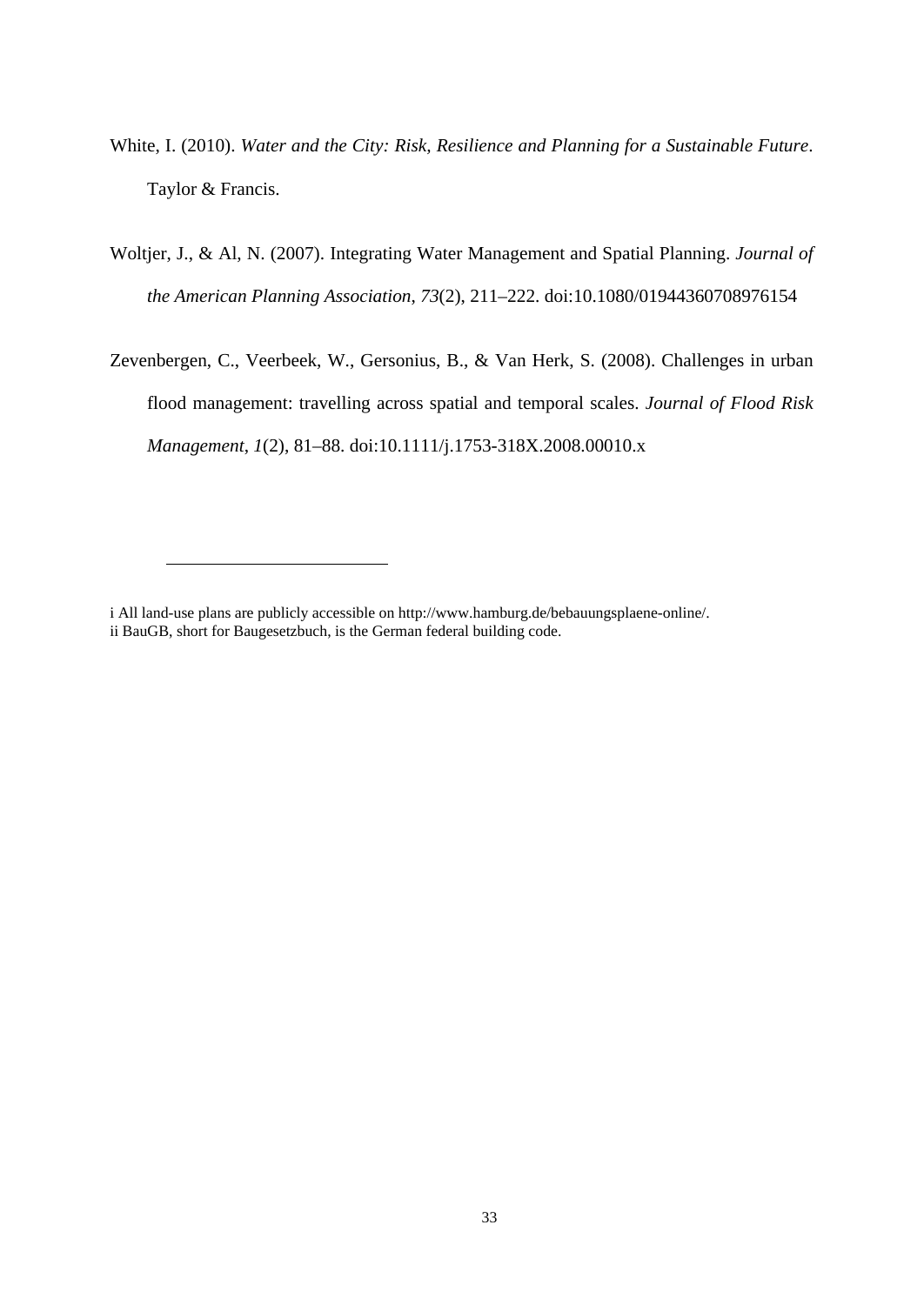White, I. (2010). *Water and the City: Risk, Resilience and Planning for a Sustainable Future*. Taylor & Francis.

Woltjer, J., & Al, N. (2007). Integrating Water Management and Spatial Planning. *Journal of the American Planning Association*, *73*(2), 211–222. doi:10.1080/01944360708976154

Zevenbergen, C., Veerbeek, W., Gersonius, B., & Van Herk, S. (2008). Challenges in urban flood management: travelling across spatial and temporal scales. *Journal of Flood Risk Management*, *1*(2), 81–88. doi:10.1111/j.1753-318X.2008.00010.x

---

i All land-use plans are publicly accessible on http://www.hamburg.de/bebauungsplaene-online/.
ii BauGB, short for Baugesetzbuch, is the German federal building code.